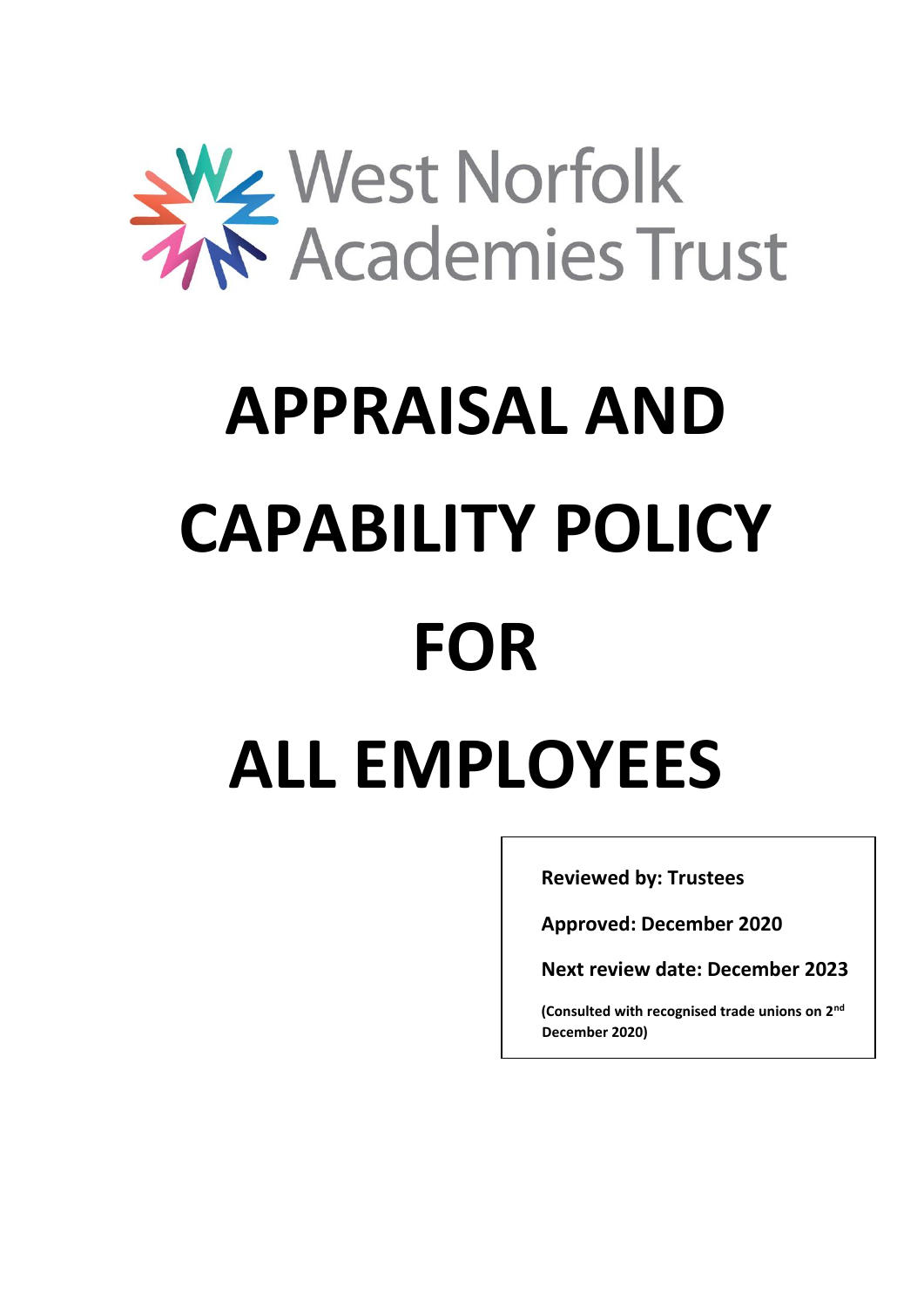West Norfolk Academies Trust

# APPRAISAL AND CAPABILITY POLICY FOR ALL EMPLOYEES

**Reviewed by: Trustees**

**Approved: December 2020**

**Next review date: December 2023**

**(Consulted with recognised trade unions on 2nd December 2020)**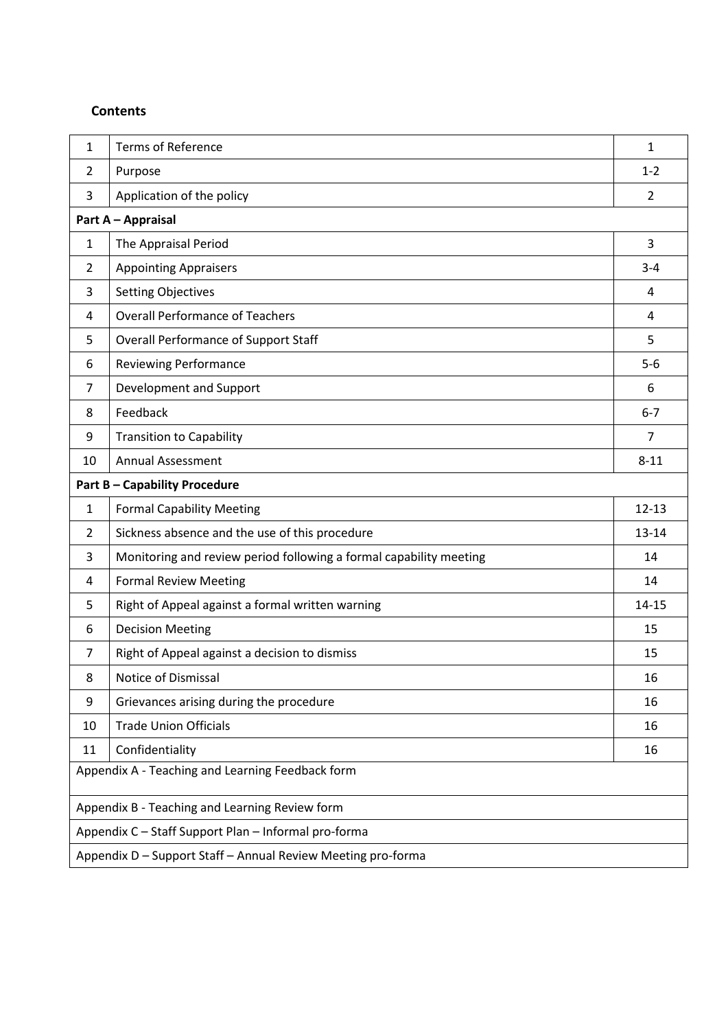**Contents**

| | | |
|---|---|---|
| 1 | Terms of Reference | 1 |
| 2 | Purpose | 1-2 |
| 3 | Application of the policy | 2 |
| **Part A – Appraisal** | | |
| 1 | The Appraisal Period | 3 |
| 2 | Appointing Appraisers | 3-4 |
| 3 | Setting Objectives | 4 |
| 4 | Overall Performance of Teachers | 4 |
| 5 | Overall Performance of Support Staff | 5 |
| 6 | Reviewing Performance | 5-6 |
| 7 | Development and Support | 6 |
| 8 | Feedback | 6-7 |
| 9 | Transition to Capability | 7 |
| 10 | Annual Assessment | 8-11 |
| **Part B – Capability Procedure** | | |
| 1 | Formal Capability Meeting | 12-13 |
| 2 | Sickness absence and the use of this procedure | 13-14 |
| 3 | Monitoring and review period following a formal capability meeting | 14 |
| 4 | Formal Review Meeting | 14 |
| 5 | Right of Appeal against a formal written warning | 14-15 |
| 6 | Decision Meeting | 15 |
| 7 | Right of Appeal against a decision to dismiss | 15 |
| 8 | Notice of Dismissal | 16 |
| 9 | Grievances arising during the procedure | 16 |
| 10 | Trade Union Officials | 16 |
| 11 | Confidentiality | 16 |
| Appendix A - Teaching and Learning Feedback form | | |
| Appendix B - Teaching and Learning Review form | | |
| Appendix C – Staff Support Plan – Informal pro-forma | | |
| Appendix D – Support Staff – Annual Review Meeting pro-forma | | |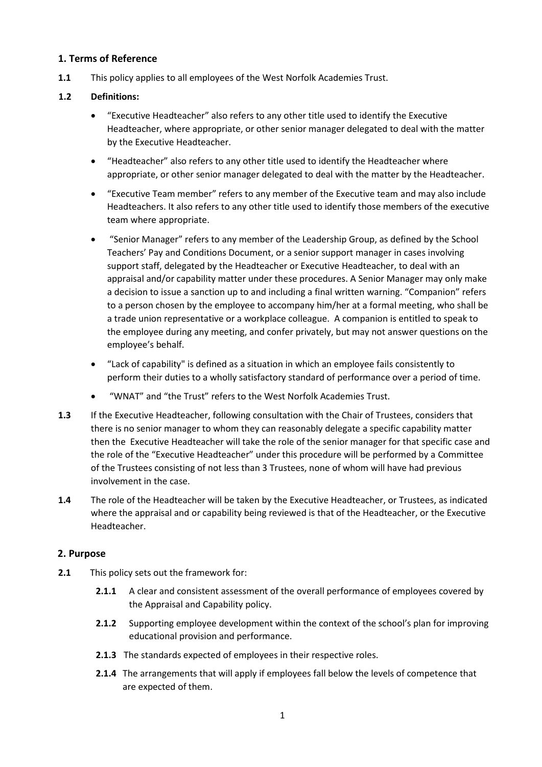## 1. Terms of Reference

**1.1** This policy applies to all employees of the West Norfolk Academies Trust.

**1.2 Definitions:**

- "Executive Headteacher" also refers to any other title used to identify the Executive Headteacher, where appropriate, or other senior manager delegated to deal with the matter by the Executive Headteacher.
- "Headteacher" also refers to any other title used to identify the Headteacher where appropriate, or other senior manager delegated to deal with the matter by the Headteacher.
- "Executive Team member" refers to any member of the Executive team and may also include Headteachers. It also refers to any other title used to identify those members of the executive team where appropriate.
- "Senior Manager" refers to any member of the Leadership Group, as defined by the School Teachers' Pay and Conditions Document, or a senior support manager in cases involving support staff, delegated by the Headteacher or Executive Headteacher, to deal with an appraisal and/or capability matter under these procedures. A Senior Manager may only make a decision to issue a sanction up to and including a final written warning. "Companion" refers to a person chosen by the employee to accompany him/her at a formal meeting, who shall be a trade union representative or a workplace colleague. A companion is entitled to speak to the employee during any meeting, and confer privately, but may not answer questions on the employee's behalf.
- "Lack of capability" is defined as a situation in which an employee fails consistently to perform their duties to a wholly satisfactory standard of performance over a period of time.
- "WNAT" and "the Trust" refers to the West Norfolk Academies Trust.

**1.3** If the Executive Headteacher, following consultation with the Chair of Trustees, considers that there is no senior manager to whom they can reasonably delegate a specific capability matter then the Executive Headteacher will take the role of the senior manager for that specific case and the role of the "Executive Headteacher" under this procedure will be performed by a Committee of the Trustees consisting of not less than 3 Trustees, none of whom will have had previous involvement in the case.

**1.4** The role of the Headteacher will be taken by the Executive Headteacher, or Trustees, as indicated where the appraisal and or capability being reviewed is that of the Headteacher, or the Executive Headteacher.

## 2. Purpose

**2.1** This policy sets out the framework for:

**2.1.1** A clear and consistent assessment of the overall performance of employees covered by the Appraisal and Capability policy.

**2.1.2** Supporting employee development within the context of the school's plan for improving educational provision and performance.

**2.1.3** The standards expected of employees in their respective roles.

**2.1.4** The arrangements that will apply if employees fall below the levels of competence that are expected of them.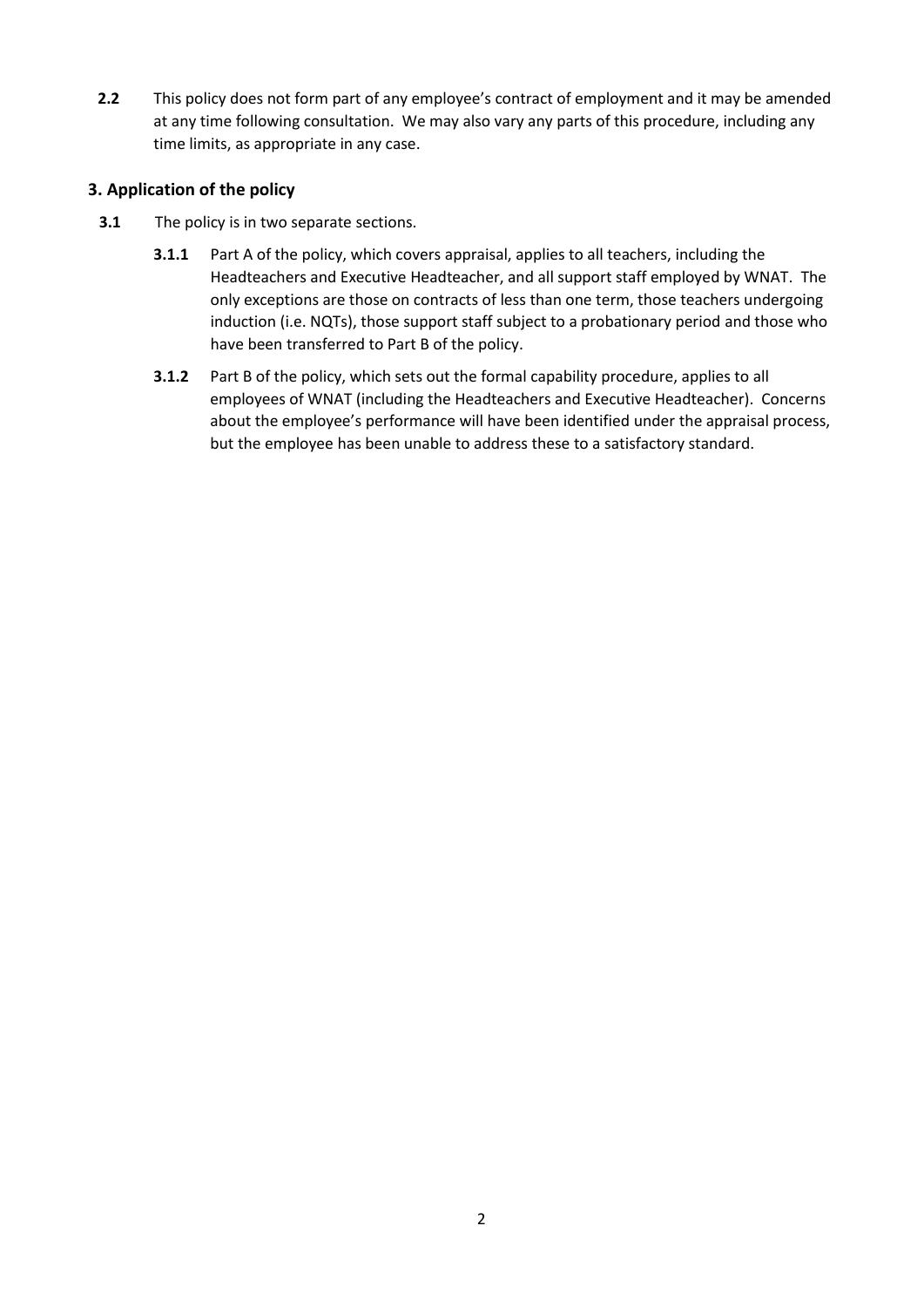**2.2** This policy does not form part of any employee's contract of employment and it may be amended at any time following consultation. We may also vary any parts of this procedure, including any time limits, as appropriate in any case.

## 3. Application of the policy

**3.1** The policy is in two separate sections.

**3.1.1** Part A of the policy, which covers appraisal, applies to all teachers, including the Headteachers and Executive Headteacher, and all support staff employed by WNAT. The only exceptions are those on contracts of less than one term, those teachers undergoing induction (i.e. NQTs), those support staff subject to a probationary period and those who have been transferred to Part B of the policy.

**3.1.2** Part B of the policy, which sets out the formal capability procedure, applies to all employees of WNAT (including the Headteachers and Executive Headteacher). Concerns about the employee's performance will have been identified under the appraisal process, but the employee has been unable to address these to a satisfactory standard.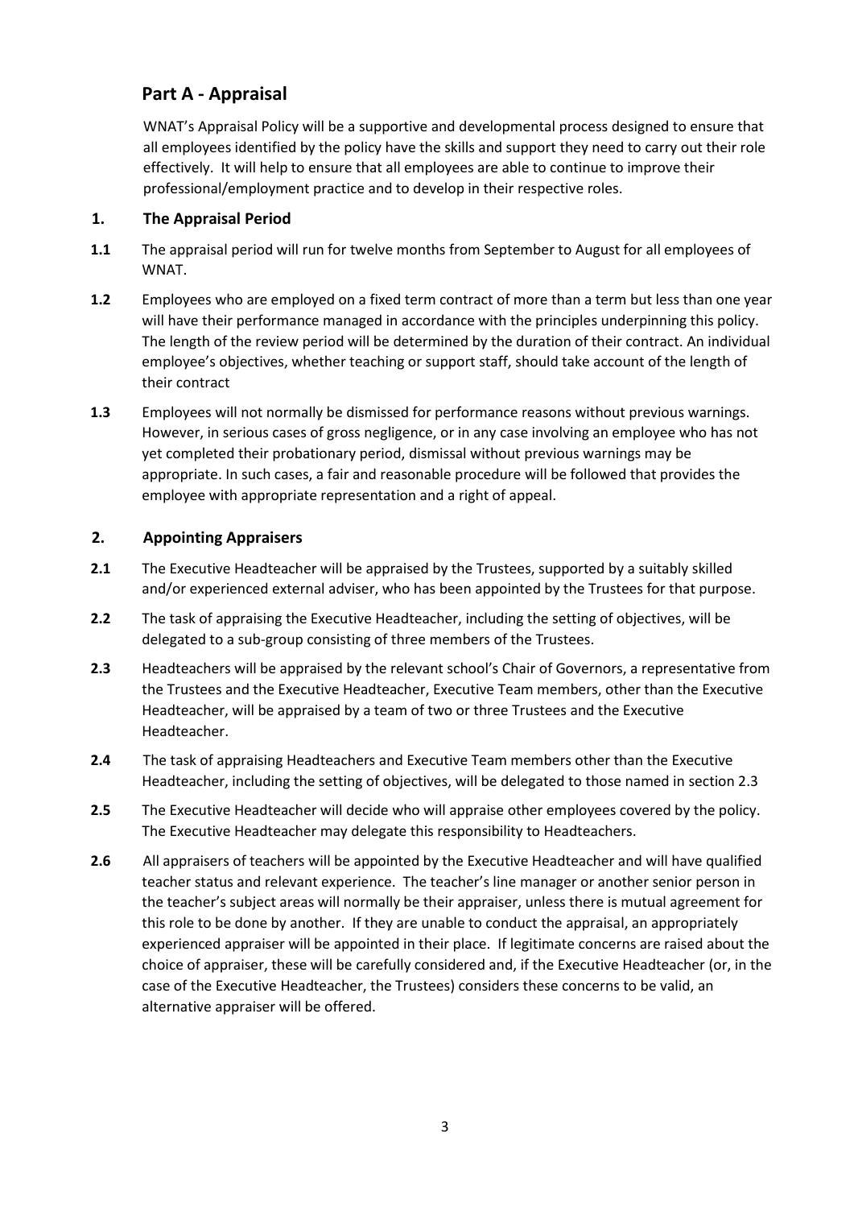## Part A - Appraisal

WNAT's Appraisal Policy will be a supportive and developmental process designed to ensure that all employees identified by the policy have the skills and support they need to carry out their role effectively. It will help to ensure that all employees are able to continue to improve their professional/employment practice and to develop in their respective roles.

### 1. The Appraisal Period

**1.1** The appraisal period will run for twelve months from September to August for all employees of WNAT.

**1.2** Employees who are employed on a fixed term contract of more than a term but less than one year will have their performance managed in accordance with the principles underpinning this policy. The length of the review period will be determined by the duration of their contract. An individual employee's objectives, whether teaching or support staff, should take account of the length of their contract

**1.3** Employees will not normally be dismissed for performance reasons without previous warnings. However, in serious cases of gross negligence, or in any case involving an employee who has not yet completed their probationary period, dismissal without previous warnings may be appropriate. In such cases, a fair and reasonable procedure will be followed that provides the employee with appropriate representation and a right of appeal.

### 2. Appointing Appraisers

**2.1** The Executive Headteacher will be appraised by the Trustees, supported by a suitably skilled and/or experienced external adviser, who has been appointed by the Trustees for that purpose.

**2.2** The task of appraising the Executive Headteacher, including the setting of objectives, will be delegated to a sub-group consisting of three members of the Trustees.

**2.3** Headteachers will be appraised by the relevant school's Chair of Governors, a representative from the Trustees and the Executive Headteacher, Executive Team members, other than the Executive Headteacher, will be appraised by a team of two or three Trustees and the Executive Headteacher.

**2.4** The task of appraising Headteachers and Executive Team members other than the Executive Headteacher, including the setting of objectives, will be delegated to those named in section 2.3

**2.5** The Executive Headteacher will decide who will appraise other employees covered by the policy. The Executive Headteacher may delegate this responsibility to Headteachers.

**2.6** All appraisers of teachers will be appointed by the Executive Headteacher and will have qualified teacher status and relevant experience. The teacher's line manager or another senior person in the teacher's subject areas will normally be their appraiser, unless there is mutual agreement for this role to be done by another. If they are unable to conduct the appraisal, an appropriately experienced appraiser will be appointed in their place. If legitimate concerns are raised about the choice of appraiser, these will be carefully considered and, if the Executive Headteacher (or, in the case of the Executive Headteacher, the Trustees) considers these concerns to be valid, an alternative appraiser will be offered.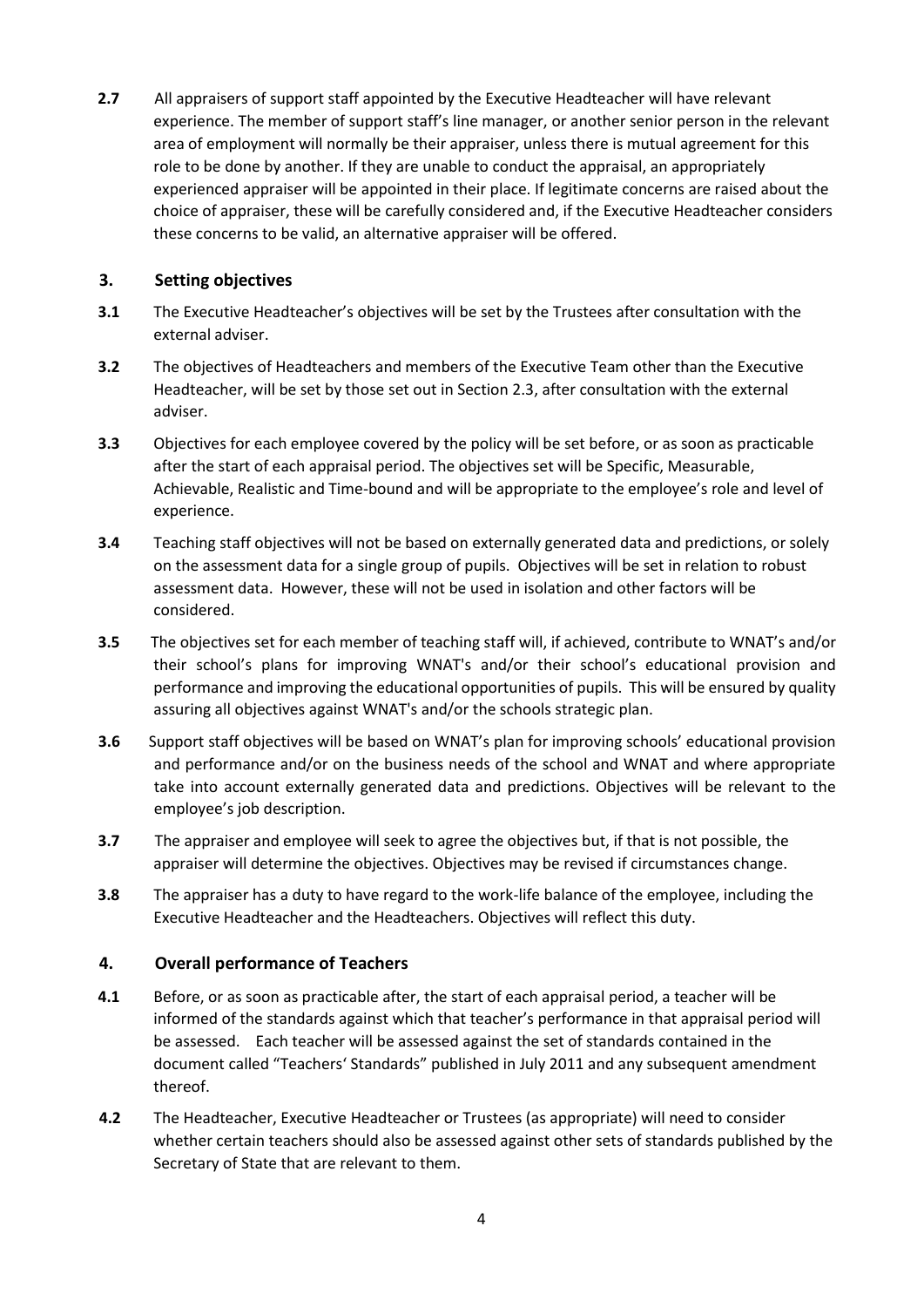**2.7** All appraisers of support staff appointed by the Executive Headteacher will have relevant experience. The member of support staff's line manager, or another senior person in the relevant area of employment will normally be their appraiser, unless there is mutual agreement for this role to be done by another. If they are unable to conduct the appraisal, an appropriately experienced appraiser will be appointed in their place. If legitimate concerns are raised about the choice of appraiser, these will be carefully considered and, if the Executive Headteacher considers these concerns to be valid, an alternative appraiser will be offered.

## 3. Setting objectives

**3.1** The Executive Headteacher's objectives will be set by the Trustees after consultation with the external adviser.

**3.2** The objectives of Headteachers and members of the Executive Team other than the Executive Headteacher, will be set by those set out in Section 2.3, after consultation with the external adviser.

**3.3** Objectives for each employee covered by the policy will be set before, or as soon as practicable after the start of each appraisal period. The objectives set will be Specific, Measurable, Achievable, Realistic and Time-bound and will be appropriate to the employee's role and level of experience.

**3.4** Teaching staff objectives will not be based on externally generated data and predictions, or solely on the assessment data for a single group of pupils. Objectives will be set in relation to robust assessment data. However, these will not be used in isolation and other factors will be considered.

**3.5** The objectives set for each member of teaching staff will, if achieved, contribute to WNAT's and/or their school's plans for improving WNAT's and/or their school's educational provision and performance and improving the educational opportunities of pupils. This will be ensured by quality assuring all objectives against WNAT's and/or the schools strategic plan.

**3.6** Support staff objectives will be based on WNAT's plan for improving schools' educational provision and performance and/or on the business needs of the school and WNAT and where appropriate take into account externally generated data and predictions. Objectives will be relevant to the employee's job description.

**3.7** The appraiser and employee will seek to agree the objectives but, if that is not possible, the appraiser will determine the objectives. Objectives may be revised if circumstances change.

**3.8** The appraiser has a duty to have regard to the work-life balance of the employee, including the Executive Headteacher and the Headteachers. Objectives will reflect this duty.

## 4. Overall performance of Teachers

**4.1** Before, or as soon as practicable after, the start of each appraisal period, a teacher will be informed of the standards against which that teacher's performance in that appraisal period will be assessed. Each teacher will be assessed against the set of standards contained in the document called "Teachers' Standards" published in July 2011 and any subsequent amendment thereof.

**4.2** The Headteacher, Executive Headteacher or Trustees (as appropriate) will need to consider whether certain teachers should also be assessed against other sets of standards published by the Secretary of State that are relevant to them.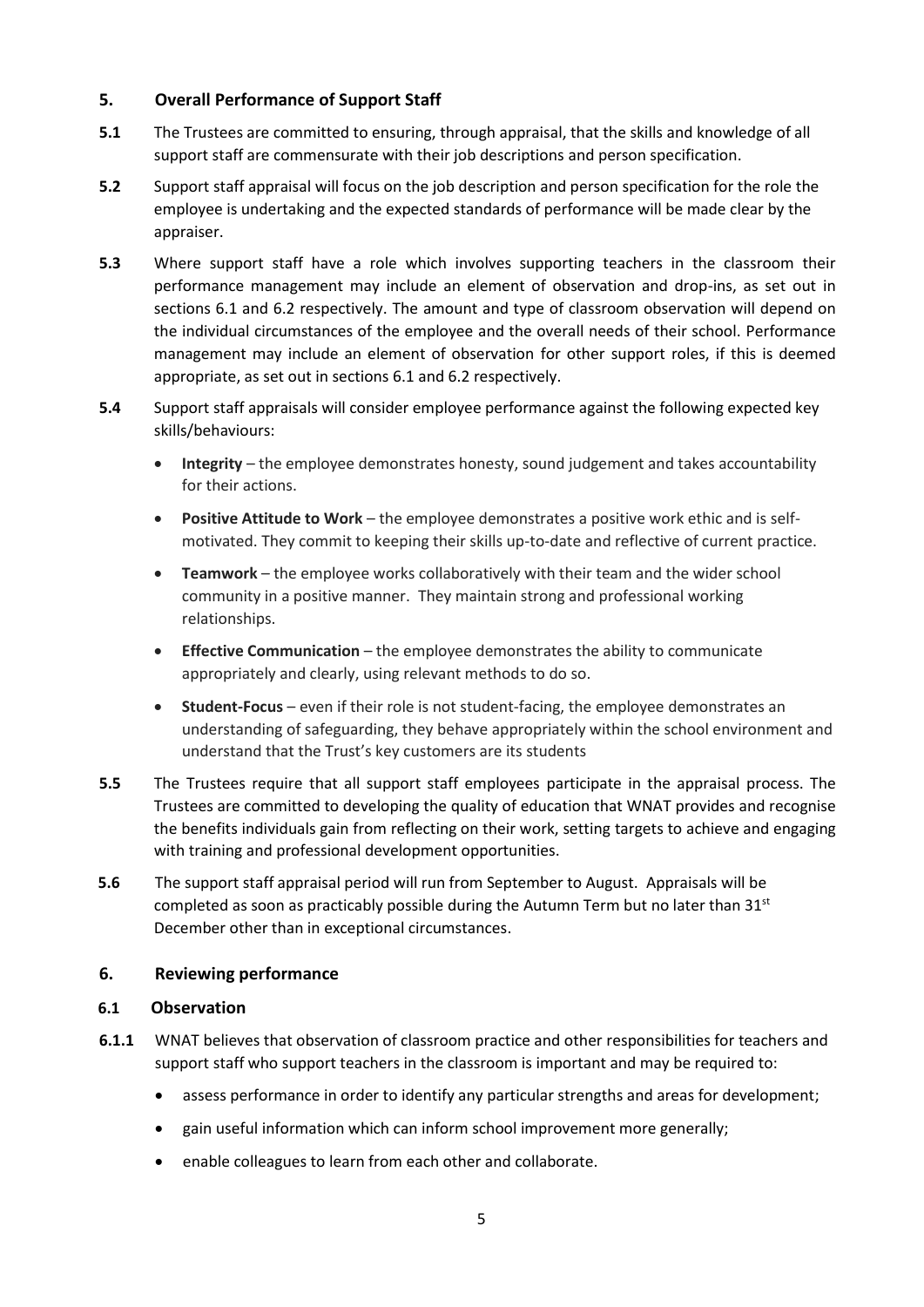## 5. Overall Performance of Support Staff

**5.1** The Trustees are committed to ensuring, through appraisal, that the skills and knowledge of all support staff are commensurate with their job descriptions and person specification.

**5.2** Support staff appraisal will focus on the job description and person specification for the role the employee is undertaking and the expected standards of performance will be made clear by the appraiser.

**5.3** Where support staff have a role which involves supporting teachers in the classroom their performance management may include an element of observation and drop-ins, as set out in sections 6.1 and 6.2 respectively. The amount and type of classroom observation will depend on the individual circumstances of the employee and the overall needs of their school. Performance management may include an element of observation for other support roles, if this is deemed appropriate, as set out in sections 6.1 and 6.2 respectively.

**5.4** Support staff appraisals will consider employee performance against the following expected key skills/behaviours:

- **Integrity** – the employee demonstrates honesty, sound judgement and takes accountability for their actions.
- **Positive Attitude to Work** – the employee demonstrates a positive work ethic and is self-motivated. They commit to keeping their skills up-to-date and reflective of current practice.
- **Teamwork** – the employee works collaboratively with their team and the wider school community in a positive manner. They maintain strong and professional working relationships.
- **Effective Communication** – the employee demonstrates the ability to communicate appropriately and clearly, using relevant methods to do so.
- **Student-Focus** – even if their role is not student-facing, the employee demonstrates an understanding of safeguarding, they behave appropriately within the school environment and understand that the Trust's key customers are its students

**5.5** The Trustees require that all support staff employees participate in the appraisal process. The Trustees are committed to developing the quality of education that WNAT provides and recognise the benefits individuals gain from reflecting on their work, setting targets to achieve and engaging with training and professional development opportunities.

**5.6** The support staff appraisal period will run from September to August. Appraisals will be completed as soon as practicably possible during the Autumn Term but no later than 31st December other than in exceptional circumstances.

## 6. Reviewing performance

### 6.1 Observation

**6.1.1** WNAT believes that observation of classroom practice and other responsibilities for teachers and support staff who support teachers in the classroom is important and may be required to:

- assess performance in order to identify any particular strengths and areas for development;
- gain useful information which can inform school improvement more generally;
- enable colleagues to learn from each other and collaborate.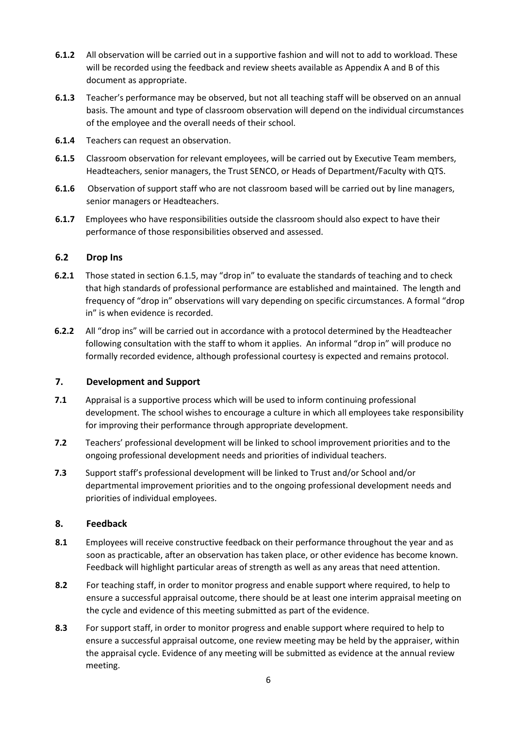**6.1.2** All observation will be carried out in a supportive fashion and will not to add to workload. These will be recorded using the feedback and review sheets available as Appendix A and B of this document as appropriate.

**6.1.3** Teacher's performance may be observed, but not all teaching staff will be observed on an annual basis. The amount and type of classroom observation will depend on the individual circumstances of the employee and the overall needs of their school.

**6.1.4** Teachers can request an observation.

**6.1.5** Classroom observation for relevant employees, will be carried out by Executive Team members, Headteachers, senior managers, the Trust SENCO, or Heads of Department/Faculty with QTS.

**6.1.6** Observation of support staff who are not classroom based will be carried out by line managers, senior managers or Headteachers.

**6.1.7** Employees who have responsibilities outside the classroom should also expect to have their performance of those responsibilities observed and assessed.

### 6.2 Drop Ins

**6.2.1** Those stated in section 6.1.5, may "drop in" to evaluate the standards of teaching and to check that high standards of professional performance are established and maintained. The length and frequency of "drop in" observations will vary depending on specific circumstances. A formal "drop in" is when evidence is recorded.

**6.2.2** All "drop ins" will be carried out in accordance with a protocol determined by the Headteacher following consultation with the staff to whom it applies. An informal "drop in" will produce no formally recorded evidence, although professional courtesy is expected and remains protocol.

## 7. Development and Support

**7.1** Appraisal is a supportive process which will be used to inform continuing professional development. The school wishes to encourage a culture in which all employees take responsibility for improving their performance through appropriate development.

**7.2** Teachers' professional development will be linked to school improvement priorities and to the ongoing professional development needs and priorities of individual teachers.

**7.3** Support staff's professional development will be linked to Trust and/or School and/or departmental improvement priorities and to the ongoing professional development needs and priorities of individual employees.

## 8. Feedback

**8.1** Employees will receive constructive feedback on their performance throughout the year and as soon as practicable, after an observation has taken place, or other evidence has become known. Feedback will highlight particular areas of strength as well as any areas that need attention.

**8.2** For teaching staff, in order to monitor progress and enable support where required, to help to ensure a successful appraisal outcome, there should be at least one interim appraisal meeting on the cycle and evidence of this meeting submitted as part of the evidence.

**8.3** For support staff, in order to monitor progress and enable support where required to help to ensure a successful appraisal outcome, one review meeting may be held by the appraiser, within the appraisal cycle. Evidence of any meeting will be submitted as evidence at the annual review meeting.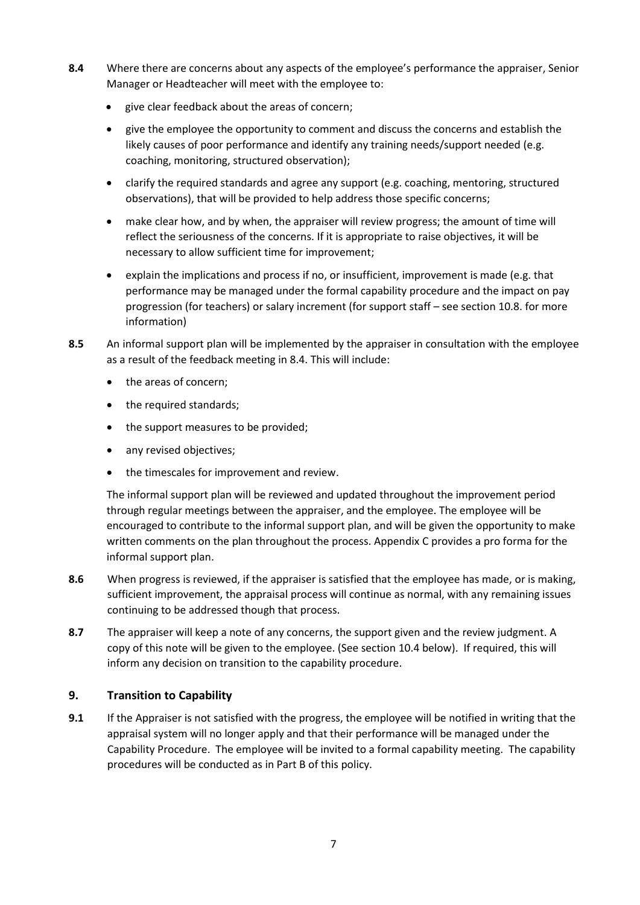**8.4** Where there are concerns about any aspects of the employee's performance the appraiser, Senior Manager or Headteacher will meet with the employee to:

- give clear feedback about the areas of concern;
- give the employee the opportunity to comment and discuss the concerns and establish the likely causes of poor performance and identify any training needs/support needed (e.g. coaching, monitoring, structured observation);
- clarify the required standards and agree any support (e.g. coaching, mentoring, structured observations), that will be provided to help address those specific concerns;
- make clear how, and by when, the appraiser will review progress; the amount of time will reflect the seriousness of the concerns. If it is appropriate to raise objectives, it will be necessary to allow sufficient time for improvement;
- explain the implications and process if no, or insufficient, improvement is made (e.g. that performance may be managed under the formal capability procedure and the impact on pay progression (for teachers) or salary increment (for support staff – see section 10.8. for more information)

**8.5** An informal support plan will be implemented by the appraiser in consultation with the employee as a result of the feedback meeting in 8.4. This will include:

- the areas of concern;
- the required standards;
- the support measures to be provided;
- any revised objectives;
- the timescales for improvement and review.

The informal support plan will be reviewed and updated throughout the improvement period through regular meetings between the appraiser, and the employee. The employee will be encouraged to contribute to the informal support plan, and will be given the opportunity to make written comments on the plan throughout the process. Appendix C provides a pro forma for the informal support plan.

**8.6** When progress is reviewed, if the appraiser is satisfied that the employee has made, or is making, sufficient improvement, the appraisal process will continue as normal, with any remaining issues continuing to be addressed though that process.

**8.7** The appraiser will keep a note of any concerns, the support given and the review judgment. A copy of this note will be given to the employee. (See section 10.4 below). If required, this will inform any decision on transition to the capability procedure.

## 9. Transition to Capability

**9.1** If the Appraiser is not satisfied with the progress, the employee will be notified in writing that the appraisal system will no longer apply and that their performance will be managed under the Capability Procedure. The employee will be invited to a formal capability meeting. The capability procedures will be conducted as in Part B of this policy.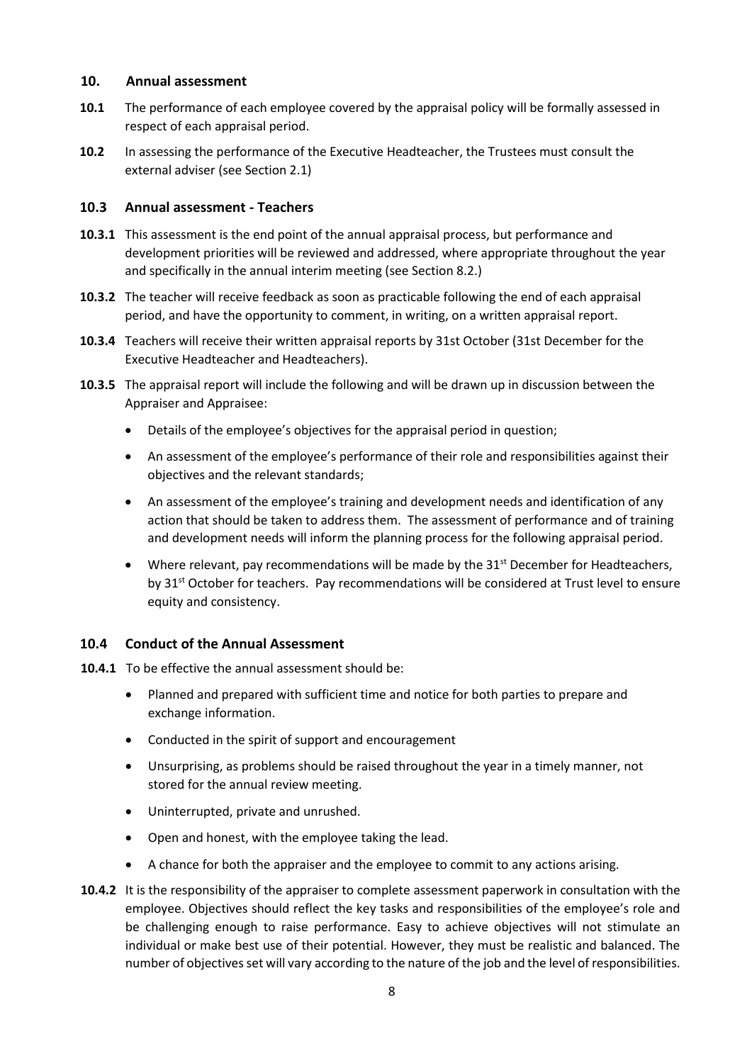## 10. Annual assessment

**10.1** The performance of each employee covered by the appraisal policy will be formally assessed in respect of each appraisal period.

**10.2** In assessing the performance of the Executive Headteacher, the Trustees must consult the external adviser (see Section 2.1)

### 10.3 Annual assessment - Teachers

**10.3.1** This assessment is the end point of the annual appraisal process, but performance and development priorities will be reviewed and addressed, where appropriate throughout the year and specifically in the annual interim meeting (see Section 8.2.)

**10.3.2** The teacher will receive feedback as soon as practicable following the end of each appraisal period, and have the opportunity to comment, in writing, on a written appraisal report.

**10.3.4** Teachers will receive their written appraisal reports by 31st October (31st December for the Executive Headteacher and Headteachers).

**10.3.5** The appraisal report will include the following and will be drawn up in discussion between the Appraiser and Appraisee:

- Details of the employee's objectives for the appraisal period in question;
- An assessment of the employee's performance of their role and responsibilities against their objectives and the relevant standards;
- An assessment of the employee's training and development needs and identification of any action that should be taken to address them. The assessment of performance and of training and development needs will inform the planning process for the following appraisal period.
- Where relevant, pay recommendations will be made by the 31st December for Headteachers, by 31st October for teachers. Pay recommendations will be considered at Trust level to ensure equity and consistency.

### 10.4 Conduct of the Annual Assessment

**10.4.1** To be effective the annual assessment should be:

- Planned and prepared with sufficient time and notice for both parties to prepare and exchange information.
- Conducted in the spirit of support and encouragement
- Unsurprising, as problems should be raised throughout the year in a timely manner, not stored for the annual review meeting.
- Uninterrupted, private and unrushed.
- Open and honest, with the employee taking the lead.
- A chance for both the appraiser and the employee to commit to any actions arising.

**10.4.2** It is the responsibility of the appraiser to complete assessment paperwork in consultation with the employee. Objectives should reflect the key tasks and responsibilities of the employee's role and be challenging enough to raise performance. Easy to achieve objectives will not stimulate an individual or make best use of their potential. However, they must be realistic and balanced. The number of objectives set will vary according to the nature of the job and the level of responsibilities.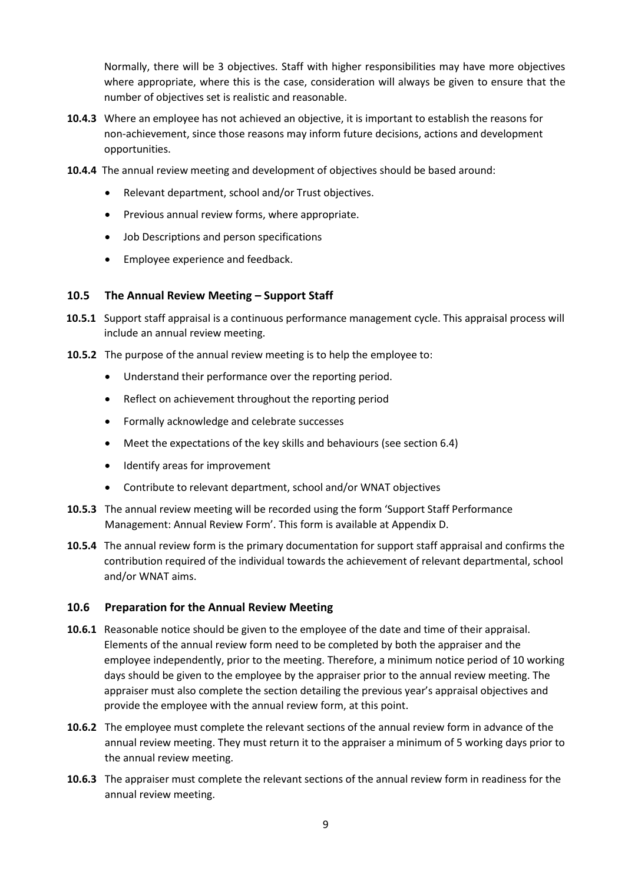Normally, there will be 3 objectives. Staff with higher responsibilities may have more objectives where appropriate, where this is the case, consideration will always be given to ensure that the number of objectives set is realistic and reasonable.

**10.4.3** Where an employee has not achieved an objective, it is important to establish the reasons for non-achievement, since those reasons may inform future decisions, actions and development opportunities.

**10.4.4** The annual review meeting and development of objectives should be based around:

- Relevant department, school and/or Trust objectives.
- Previous annual review forms, where appropriate.
- Job Descriptions and person specifications
- Employee experience and feedback.

### 10.5 The Annual Review Meeting – Support Staff

**10.5.1** Support staff appraisal is a continuous performance management cycle. This appraisal process will include an annual review meeting.

**10.5.2** The purpose of the annual review meeting is to help the employee to:

- Understand their performance over the reporting period.
- Reflect on achievement throughout the reporting period
- Formally acknowledge and celebrate successes
- Meet the expectations of the key skills and behaviours (see section 6.4)
- Identify areas for improvement
- Contribute to relevant department, school and/or WNAT objectives

**10.5.3** The annual review meeting will be recorded using the form 'Support Staff Performance Management: Annual Review Form'. This form is available at Appendix D.

**10.5.4** The annual review form is the primary documentation for support staff appraisal and confirms the contribution required of the individual towards the achievement of relevant departmental, school and/or WNAT aims.

### 10.6 Preparation for the Annual Review Meeting

**10.6.1** Reasonable notice should be given to the employee of the date and time of their appraisal. Elements of the annual review form need to be completed by both the appraiser and the employee independently, prior to the meeting. Therefore, a minimum notice period of 10 working days should be given to the employee by the appraiser prior to the annual review meeting. The appraiser must also complete the section detailing the previous year's appraisal objectives and provide the employee with the annual review form, at this point.

**10.6.2** The employee must complete the relevant sections of the annual review form in advance of the annual review meeting. They must return it to the appraiser a minimum of 5 working days prior to the annual review meeting.

**10.6.3** The appraiser must complete the relevant sections of the annual review form in readiness for the annual review meeting.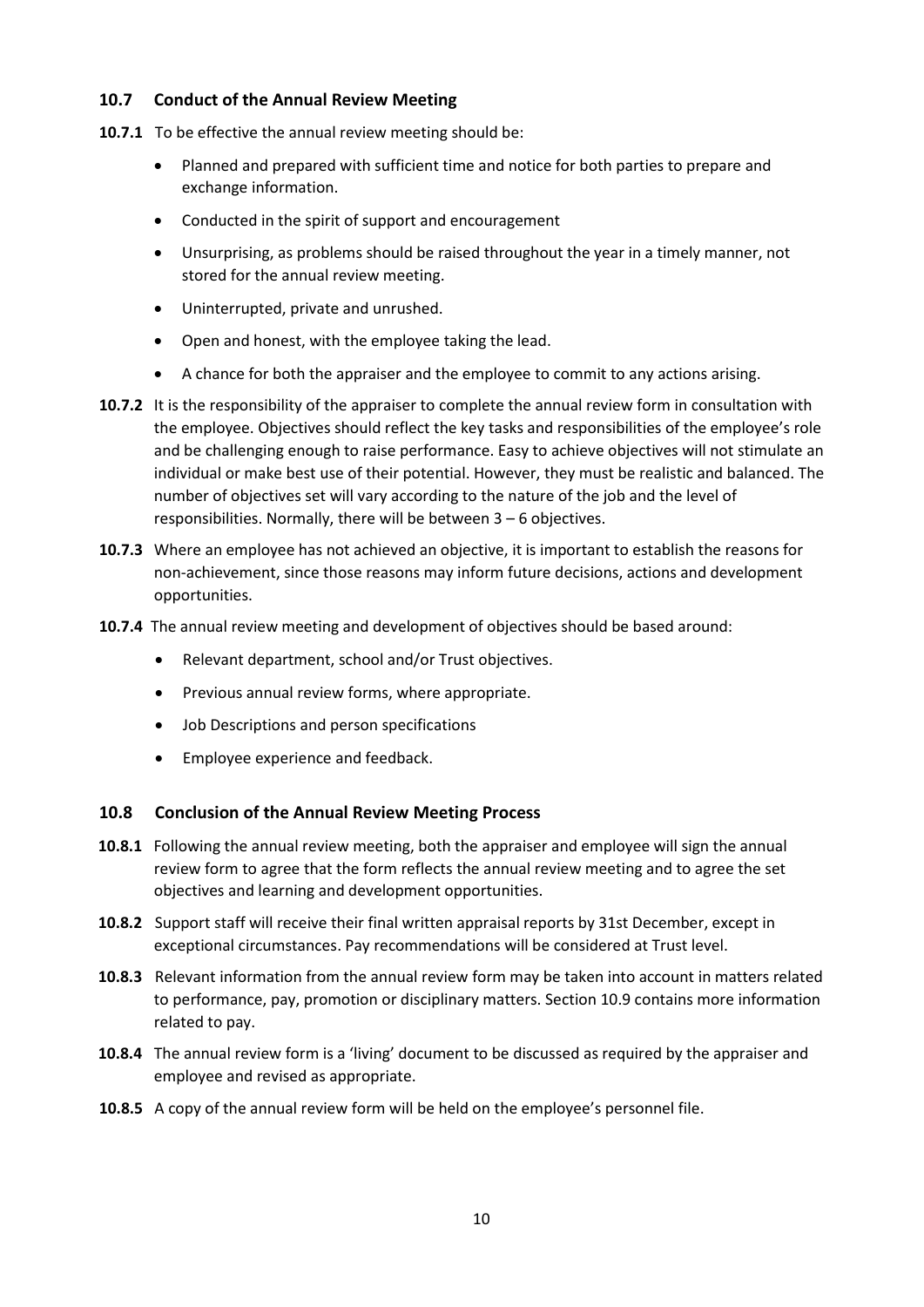## 10.7 Conduct of the Annual Review Meeting

**10.7.1** To be effective the annual review meeting should be:

- Planned and prepared with sufficient time and notice for both parties to prepare and exchange information.
- Conducted in the spirit of support and encouragement
- Unsurprising, as problems should be raised throughout the year in a timely manner, not stored for the annual review meeting.
- Uninterrupted, private and unrushed.
- Open and honest, with the employee taking the lead.
- A chance for both the appraiser and the employee to commit to any actions arising.

**10.7.2** It is the responsibility of the appraiser to complete the annual review form in consultation with the employee. Objectives should reflect the key tasks and responsibilities of the employee's role and be challenging enough to raise performance. Easy to achieve objectives will not stimulate an individual or make best use of their potential. However, they must be realistic and balanced. The number of objectives set will vary according to the nature of the job and the level of responsibilities. Normally, there will be between 3 – 6 objectives.

**10.7.3** Where an employee has not achieved an objective, it is important to establish the reasons for non-achievement, since those reasons may inform future decisions, actions and development opportunities.

**10.7.4** The annual review meeting and development of objectives should be based around:

- Relevant department, school and/or Trust objectives.
- Previous annual review forms, where appropriate.
- Job Descriptions and person specifications
- Employee experience and feedback.

## 10.8 Conclusion of the Annual Review Meeting Process

**10.8.1** Following the annual review meeting, both the appraiser and employee will sign the annual review form to agree that the form reflects the annual review meeting and to agree the set objectives and learning and development opportunities.

**10.8.2** Support staff will receive their final written appraisal reports by 31st December, except in exceptional circumstances. Pay recommendations will be considered at Trust level.

**10.8.3** Relevant information from the annual review form may be taken into account in matters related to performance, pay, promotion or disciplinary matters. Section 10.9 contains more information related to pay.

**10.8.4** The annual review form is a 'living' document to be discussed as required by the appraiser and employee and revised as appropriate.

**10.8.5** A copy of the annual review form will be held on the employee's personnel file.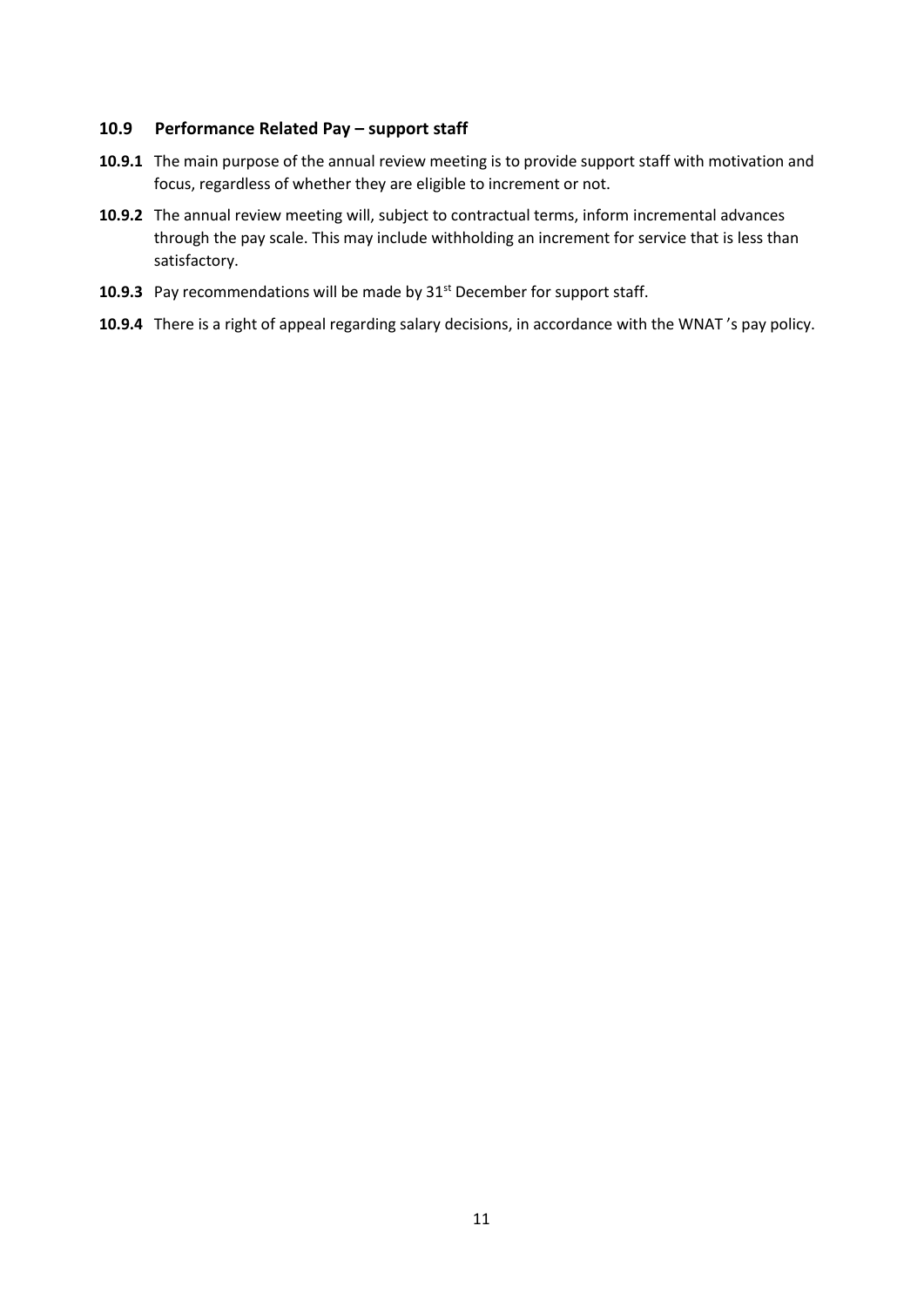### 10.9 Performance Related Pay – support staff

**10.9.1** The main purpose of the annual review meeting is to provide support staff with motivation and focus, regardless of whether they are eligible to increment or not.

**10.9.2** The annual review meeting will, subject to contractual terms, inform incremental advances through the pay scale. This may include withholding an increment for service that is less than satisfactory.

**10.9.3** Pay recommendations will be made by 31st December for support staff.

**10.9.4** There is a right of appeal regarding salary decisions, in accordance with the WNAT 's pay policy.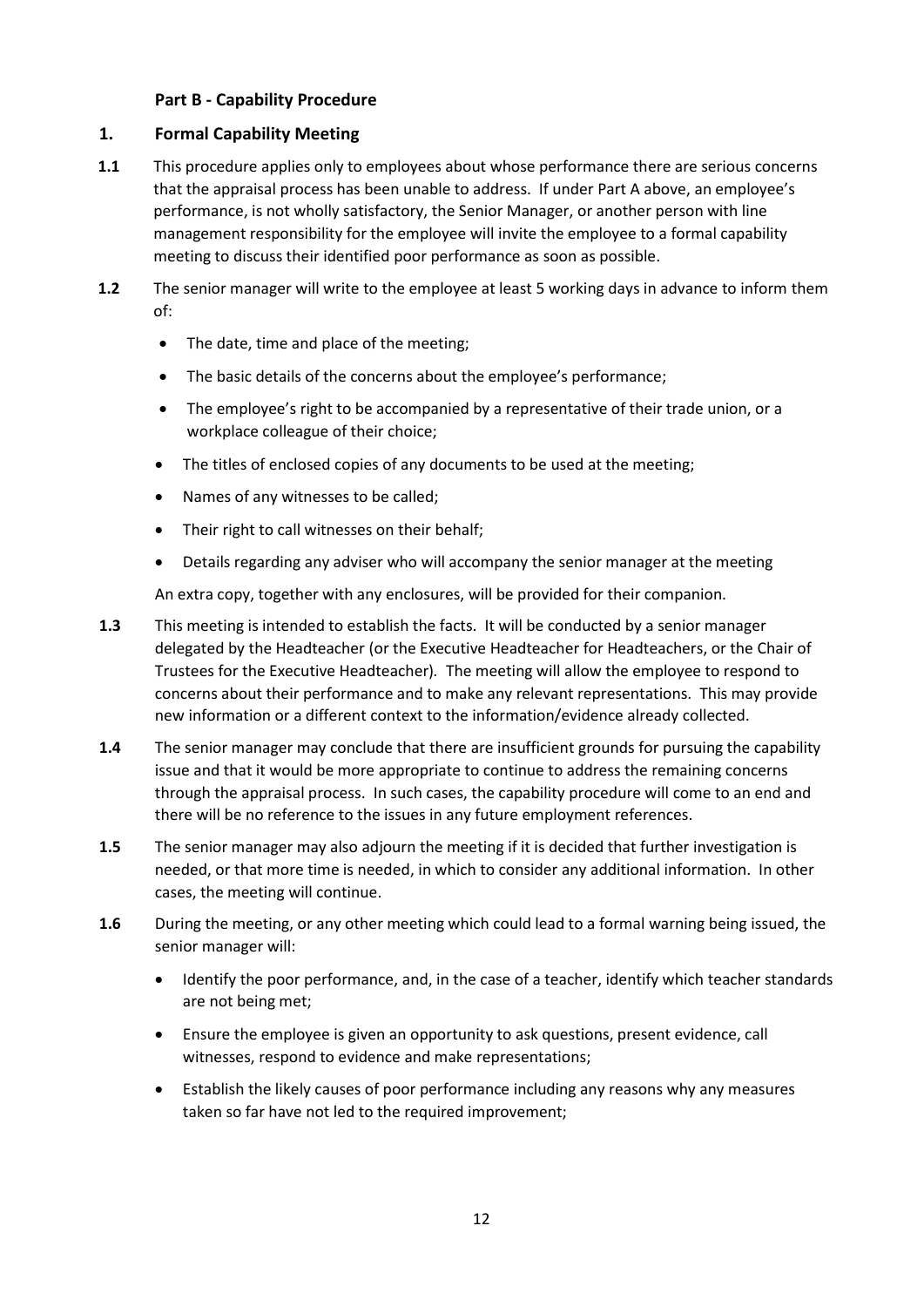## Part B - Capability Procedure

### 1. Formal Capability Meeting

**1.1** This procedure applies only to employees about whose performance there are serious concerns that the appraisal process has been unable to address. If under Part A above, an employee's performance, is not wholly satisfactory, the Senior Manager, or another person with line management responsibility for the employee will invite the employee to a formal capability meeting to discuss their identified poor performance as soon as possible.

**1.2** The senior manager will write to the employee at least 5 working days in advance to inform them of:

- The date, time and place of the meeting;
- The basic details of the concerns about the employee's performance;
- The employee's right to be accompanied by a representative of their trade union, or a workplace colleague of their choice;
- The titles of enclosed copies of any documents to be used at the meeting;
- Names of any witnesses to be called;
- Their right to call witnesses on their behalf;
- Details regarding any adviser who will accompany the senior manager at the meeting

An extra copy, together with any enclosures, will be provided for their companion.

**1.3** This meeting is intended to establish the facts. It will be conducted by a senior manager delegated by the Headteacher (or the Executive Headteacher for Headteachers, or the Chair of Trustees for the Executive Headteacher). The meeting will allow the employee to respond to concerns about their performance and to make any relevant representations. This may provide new information or a different context to the information/evidence already collected.

**1.4** The senior manager may conclude that there are insufficient grounds for pursuing the capability issue and that it would be more appropriate to continue to address the remaining concerns through the appraisal process. In such cases, the capability procedure will come to an end and there will be no reference to the issues in any future employment references.

**1.5** The senior manager may also adjourn the meeting if it is decided that further investigation is needed, or that more time is needed, in which to consider any additional information. In other cases, the meeting will continue.

**1.6** During the meeting, or any other meeting which could lead to a formal warning being issued, the senior manager will:

- Identify the poor performance, and, in the case of a teacher, identify which teacher standards are not being met;
- Ensure the employee is given an opportunity to ask questions, present evidence, call witnesses, respond to evidence and make representations;
- Establish the likely causes of poor performance including any reasons why any measures taken so far have not led to the required improvement;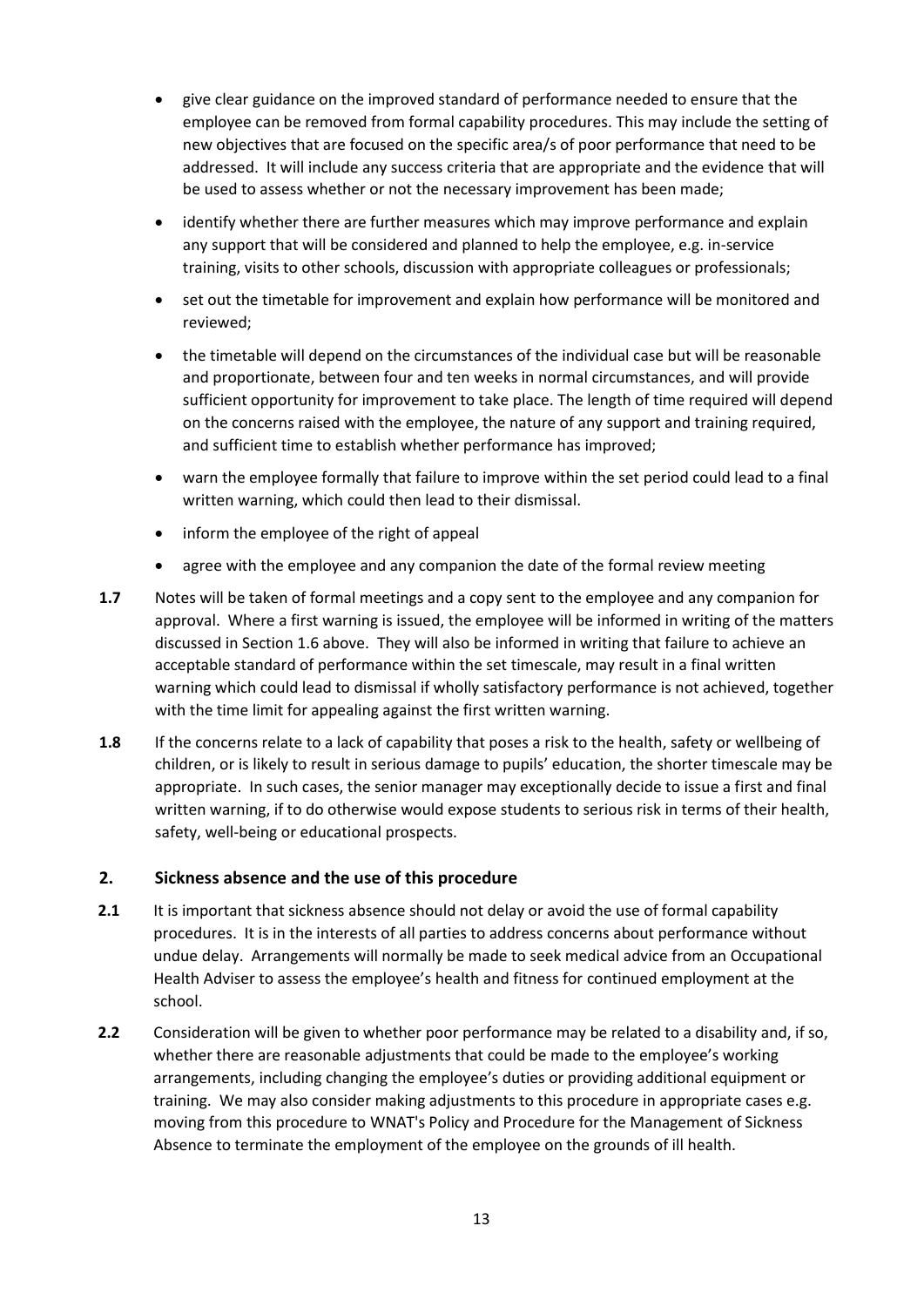- give clear guidance on the improved standard of performance needed to ensure that the employee can be removed from formal capability procedures. This may include the setting of new objectives that are focused on the specific area/s of poor performance that need to be addressed. It will include any success criteria that are appropriate and the evidence that will be used to assess whether or not the necessary improvement has been made;
- identify whether there are further measures which may improve performance and explain any support that will be considered and planned to help the employee, e.g. in-service training, visits to other schools, discussion with appropriate colleagues or professionals;
- set out the timetable for improvement and explain how performance will be monitored and reviewed;
- the timetable will depend on the circumstances of the individual case but will be reasonable and proportionate, between four and ten weeks in normal circumstances, and will provide sufficient opportunity for improvement to take place. The length of time required will depend on the concerns raised with the employee, the nature of any support and training required, and sufficient time to establish whether performance has improved;
- warn the employee formally that failure to improve within the set period could lead to a final written warning, which could then lead to their dismissal.
- inform the employee of the right of appeal
- agree with the employee and any companion the date of the formal review meeting

**1.7** Notes will be taken of formal meetings and a copy sent to the employee and any companion for approval. Where a first warning is issued, the employee will be informed in writing of the matters discussed in Section 1.6 above. They will also be informed in writing that failure to achieve an acceptable standard of performance within the set timescale, may result in a final written warning which could lead to dismissal if wholly satisfactory performance is not achieved, together with the time limit for appealing against the first written warning.

**1.8** If the concerns relate to a lack of capability that poses a risk to the health, safety or wellbeing of children, or is likely to result in serious damage to pupils' education, the shorter timescale may be appropriate. In such cases, the senior manager may exceptionally decide to issue a first and final written warning, if to do otherwise would expose students to serious risk in terms of their health, safety, well-being or educational prospects.

## 2. Sickness absence and the use of this procedure

**2.1** It is important that sickness absence should not delay or avoid the use of formal capability procedures. It is in the interests of all parties to address concerns about performance without undue delay. Arrangements will normally be made to seek medical advice from an Occupational Health Adviser to assess the employee's health and fitness for continued employment at the school.

**2.2** Consideration will be given to whether poor performance may be related to a disability and, if so, whether there are reasonable adjustments that could be made to the employee's working arrangements, including changing the employee's duties or providing additional equipment or training. We may also consider making adjustments to this procedure in appropriate cases e.g. moving from this procedure to WNAT's Policy and Procedure for the Management of Sickness Absence to terminate the employment of the employee on the grounds of ill health.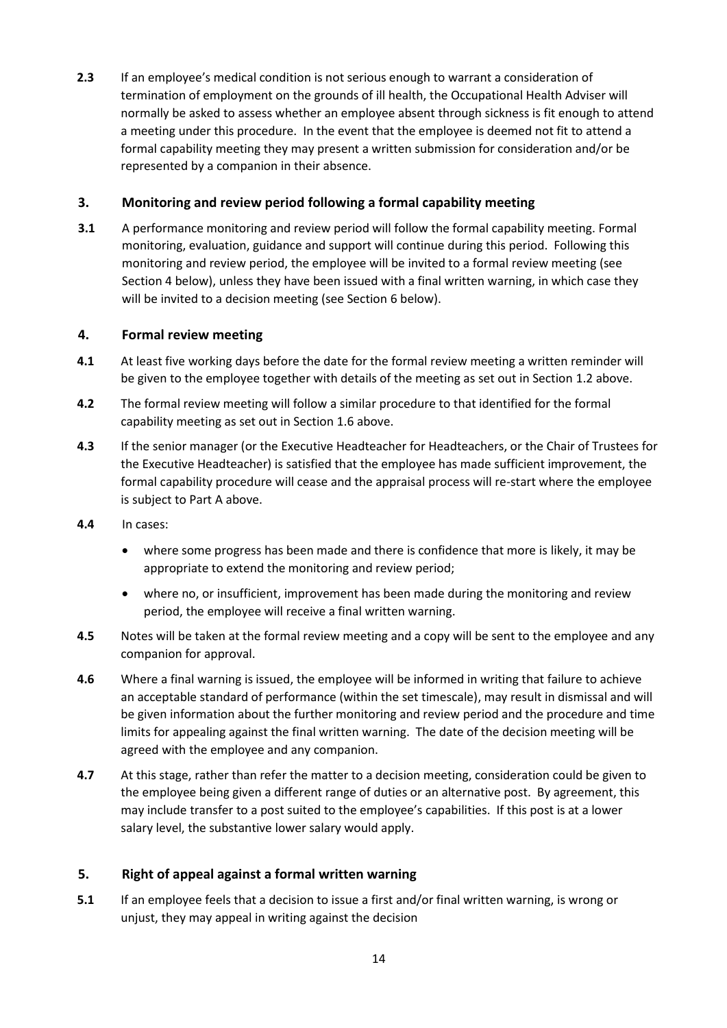**2.3** If an employee's medical condition is not serious enough to warrant a consideration of termination of employment on the grounds of ill health, the Occupational Health Adviser will normally be asked to assess whether an employee absent through sickness is fit enough to attend a meeting under this procedure. In the event that the employee is deemed not fit to attend a formal capability meeting they may present a written submission for consideration and/or be represented by a companion in their absence.

## 3. Monitoring and review period following a formal capability meeting

**3.1** A performance monitoring and review period will follow the formal capability meeting. Formal monitoring, evaluation, guidance and support will continue during this period. Following this monitoring and review period, the employee will be invited to a formal review meeting (see Section 4 below), unless they have been issued with a final written warning, in which case they will be invited to a decision meeting (see Section 6 below).

## 4. Formal review meeting

**4.1** At least five working days before the date for the formal review meeting a written reminder will be given to the employee together with details of the meeting as set out in Section 1.2 above.

**4.2** The formal review meeting will follow a similar procedure to that identified for the formal capability meeting as set out in Section 1.6 above.

**4.3** If the senior manager (or the Executive Headteacher for Headteachers, or the Chair of Trustees for the Executive Headteacher) is satisfied that the employee has made sufficient improvement, the formal capability procedure will cease and the appraisal process will re-start where the employee is subject to Part A above.

**4.4** In cases:

- where some progress has been made and there is confidence that more is likely, it may be appropriate to extend the monitoring and review period;
- where no, or insufficient, improvement has been made during the monitoring and review period, the employee will receive a final written warning.

**4.5** Notes will be taken at the formal review meeting and a copy will be sent to the employee and any companion for approval.

**4.6** Where a final warning is issued, the employee will be informed in writing that failure to achieve an acceptable standard of performance (within the set timescale), may result in dismissal and will be given information about the further monitoring and review period and the procedure and time limits for appealing against the final written warning. The date of the decision meeting will be agreed with the employee and any companion.

**4.7** At this stage, rather than refer the matter to a decision meeting, consideration could be given to the employee being given a different range of duties or an alternative post. By agreement, this may include transfer to a post suited to the employee's capabilities. If this post is at a lower salary level, the substantive lower salary would apply.

## 5. Right of appeal against a formal written warning

**5.1** If an employee feels that a decision to issue a first and/or final written warning, is wrong or unjust, they may appeal in writing against the decision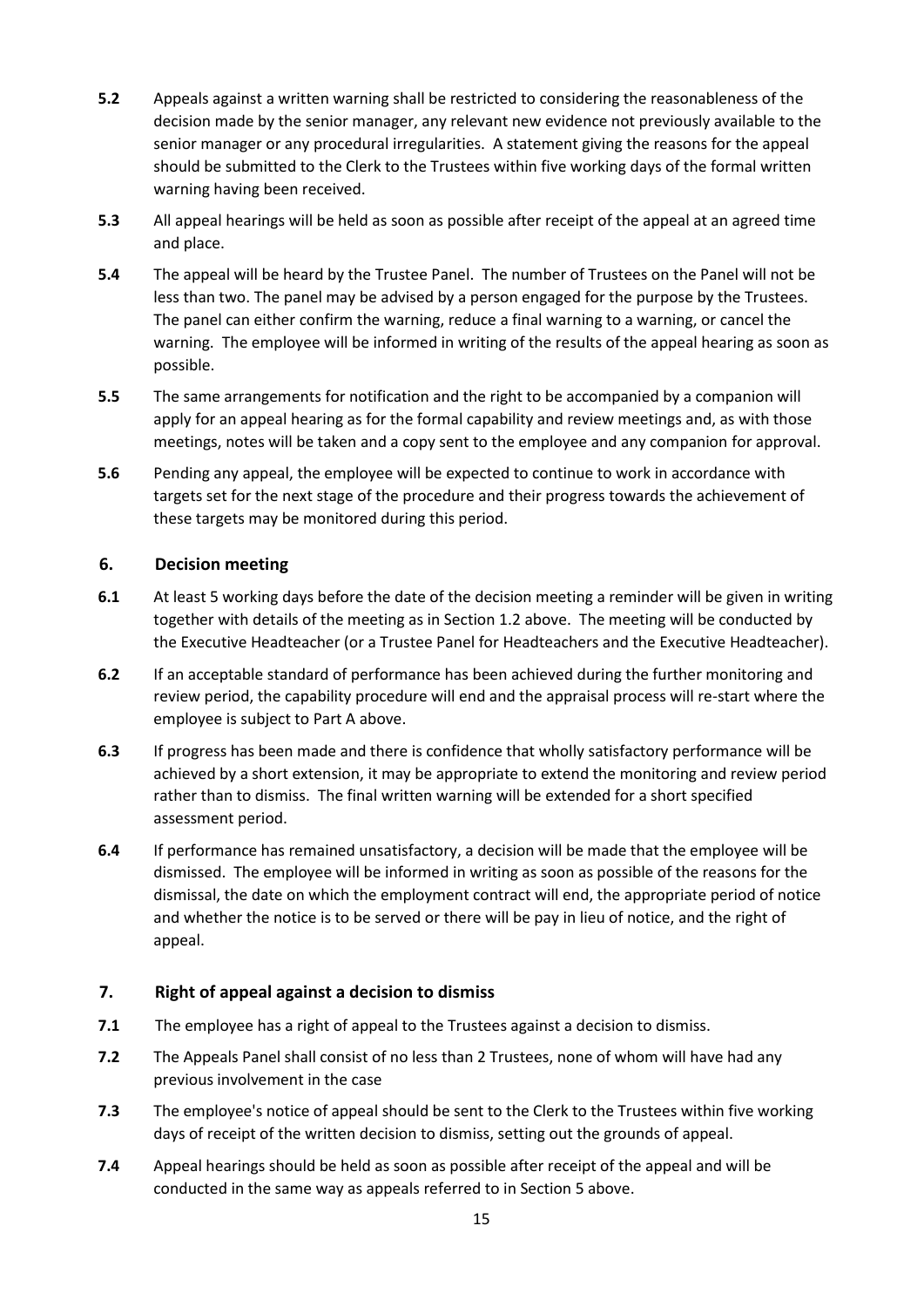**5.2** Appeals against a written warning shall be restricted to considering the reasonableness of the decision made by the senior manager, any relevant new evidence not previously available to the senior manager or any procedural irregularities. A statement giving the reasons for the appeal should be submitted to the Clerk to the Trustees within five working days of the formal written warning having been received.

**5.3** All appeal hearings will be held as soon as possible after receipt of the appeal at an agreed time and place.

**5.4** The appeal will be heard by the Trustee Panel. The number of Trustees on the Panel will not be less than two. The panel may be advised by a person engaged for the purpose by the Trustees. The panel can either confirm the warning, reduce a final warning to a warning, or cancel the warning. The employee will be informed in writing of the results of the appeal hearing as soon as possible.

**5.5** The same arrangements for notification and the right to be accompanied by a companion will apply for an appeal hearing as for the formal capability and review meetings and, as with those meetings, notes will be taken and a copy sent to the employee and any companion for approval.

**5.6** Pending any appeal, the employee will be expected to continue to work in accordance with targets set for the next stage of the procedure and their progress towards the achievement of these targets may be monitored during this period.

## 6. Decision meeting

**6.1** At least 5 working days before the date of the decision meeting a reminder will be given in writing together with details of the meeting as in Section 1.2 above. The meeting will be conducted by the Executive Headteacher (or a Trustee Panel for Headteachers and the Executive Headteacher).

**6.2** If an acceptable standard of performance has been achieved during the further monitoring and review period, the capability procedure will end and the appraisal process will re-start where the employee is subject to Part A above.

**6.3** If progress has been made and there is confidence that wholly satisfactory performance will be achieved by a short extension, it may be appropriate to extend the monitoring and review period rather than to dismiss. The final written warning will be extended for a short specified assessment period.

**6.4** If performance has remained unsatisfactory, a decision will be made that the employee will be dismissed. The employee will be informed in writing as soon as possible of the reasons for the dismissal, the date on which the employment contract will end, the appropriate period of notice and whether the notice is to be served or there will be pay in lieu of notice, and the right of appeal.

## 7. Right of appeal against a decision to dismiss

**7.1** The employee has a right of appeal to the Trustees against a decision to dismiss.

**7.2** The Appeals Panel shall consist of no less than 2 Trustees, none of whom will have had any previous involvement in the case

**7.3** The employee's notice of appeal should be sent to the Clerk to the Trustees within five working days of receipt of the written decision to dismiss, setting out the grounds of appeal.

**7.4** Appeal hearings should be held as soon as possible after receipt of the appeal and will be conducted in the same way as appeals referred to in Section 5 above.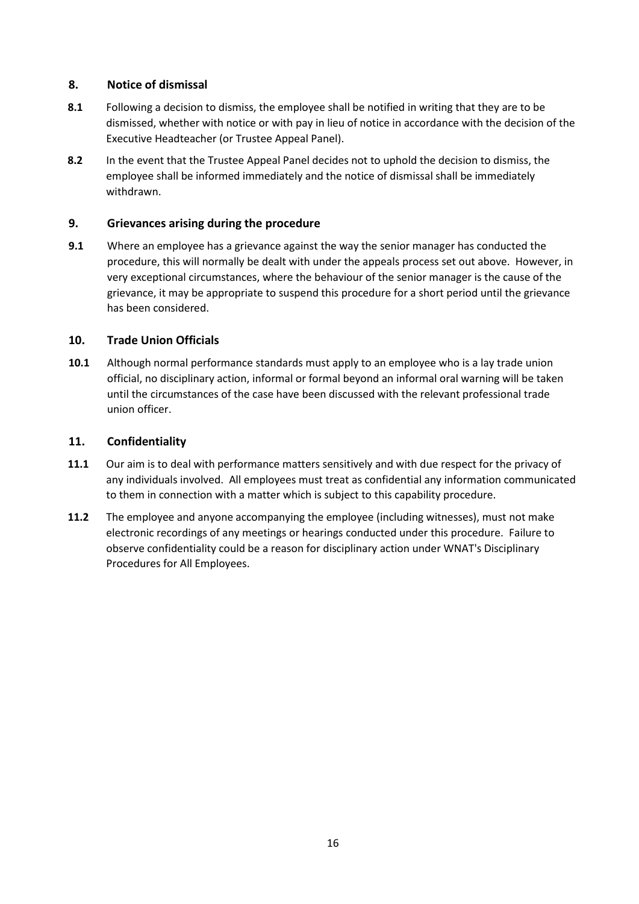## 8. Notice of dismissal

**8.1** Following a decision to dismiss, the employee shall be notified in writing that they are to be dismissed, whether with notice or with pay in lieu of notice in accordance with the decision of the Executive Headteacher (or Trustee Appeal Panel).

**8.2** In the event that the Trustee Appeal Panel decides not to uphold the decision to dismiss, the employee shall be informed immediately and the notice of dismissal shall be immediately withdrawn.

## 9. Grievances arising during the procedure

**9.1** Where an employee has a grievance against the way the senior manager has conducted the procedure, this will normally be dealt with under the appeals process set out above. However, in very exceptional circumstances, where the behaviour of the senior manager is the cause of the grievance, it may be appropriate to suspend this procedure for a short period until the grievance has been considered.

## 10. Trade Union Officials

**10.1** Although normal performance standards must apply to an employee who is a lay trade union official, no disciplinary action, informal or formal beyond an informal oral warning will be taken until the circumstances of the case have been discussed with the relevant professional trade union officer.

## 11. Confidentiality

**11.1** Our aim is to deal with performance matters sensitively and with due respect for the privacy of any individuals involved. All employees must treat as confidential any information communicated to them in connection with a matter which is subject to this capability procedure.

**11.2** The employee and anyone accompanying the employee (including witnesses), must not make electronic recordings of any meetings or hearings conducted under this procedure. Failure to observe confidentiality could be a reason for disciplinary action under WNAT's Disciplinary Procedures for All Employees.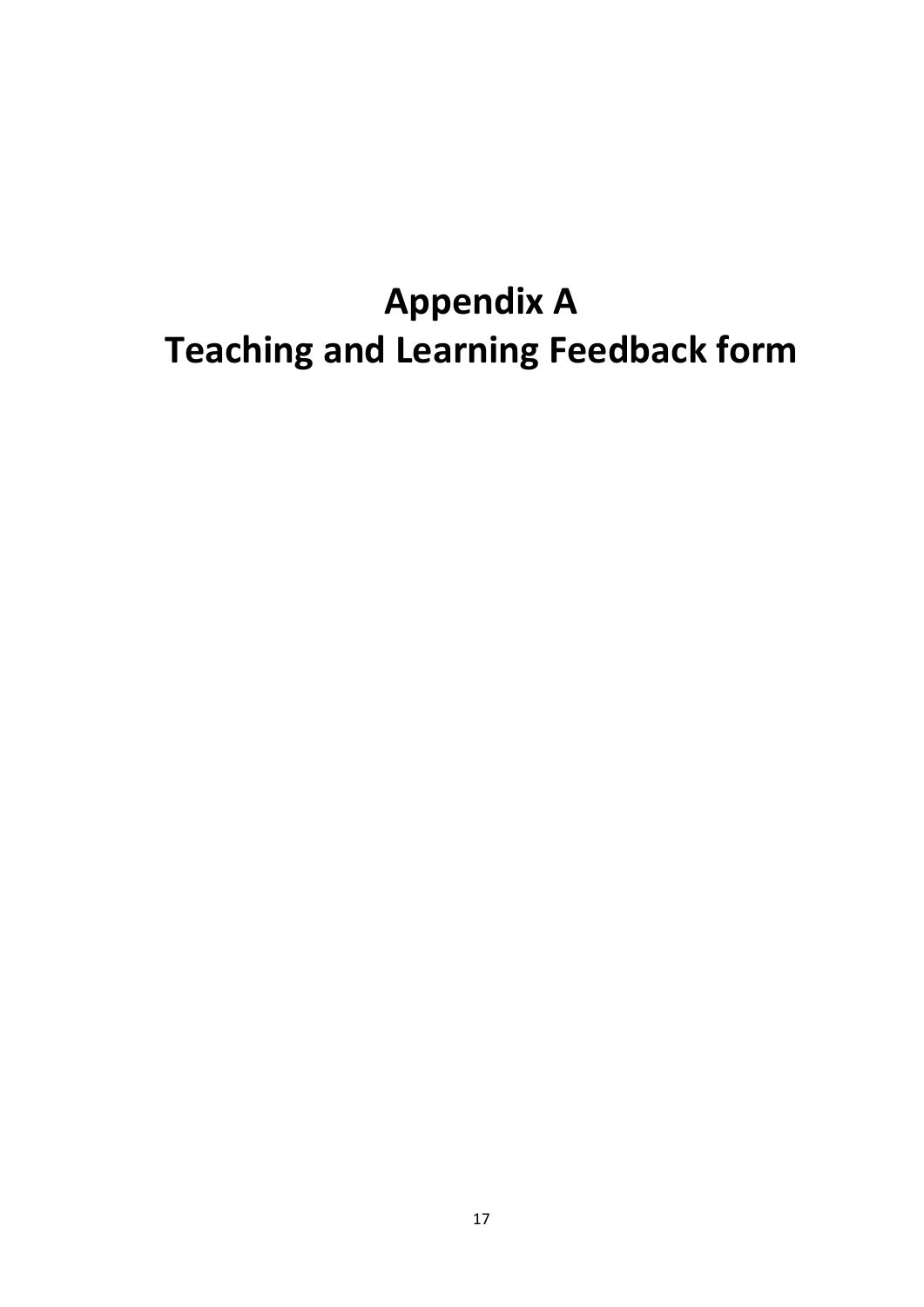# Appendix A
# Teaching and Learning Feedback form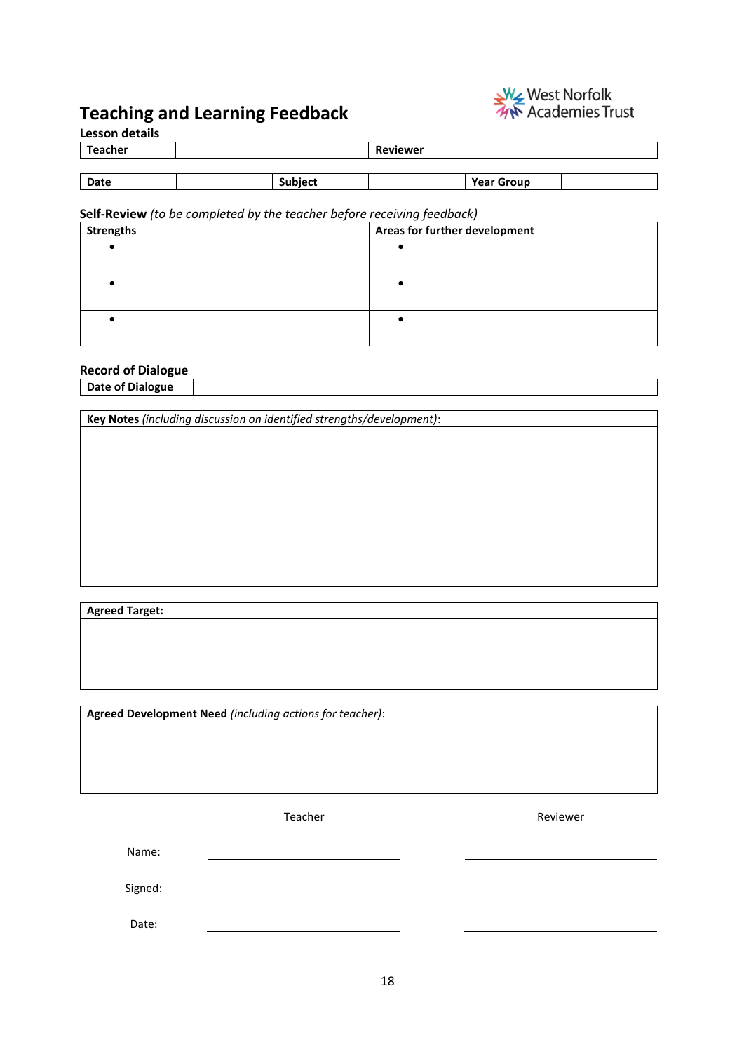West Norfolk Academies Trust

# Teaching and Learning Feedback

**Lesson details**

| **Teacher** | | **Reviewer** | |
|---|---|---|---|

| **Date** | | **Subject** | | **Year Group** | |
|---|---|---|---|---|---|

**Self-Review** *(to be completed by the teacher before receiving feedback)*

| **Strengths** | **Areas for further development** |
|---|---|
| • | • |
| • | • |
| • | • |

**Record of Dialogue**

| **Date of Dialogue** | |
|---|---|

| **Key Notes** *(including discussion on identified strengths/development)*: |
|---|
| |

| **Agreed Target:** |
|---|
| |

| **Agreed Development Need** *(including actions for teacher)*: |
|---|
| |

| | Teacher | Reviewer |
|---|---|---|
| Name: | | |
| Signed: | | |
| Date: | | |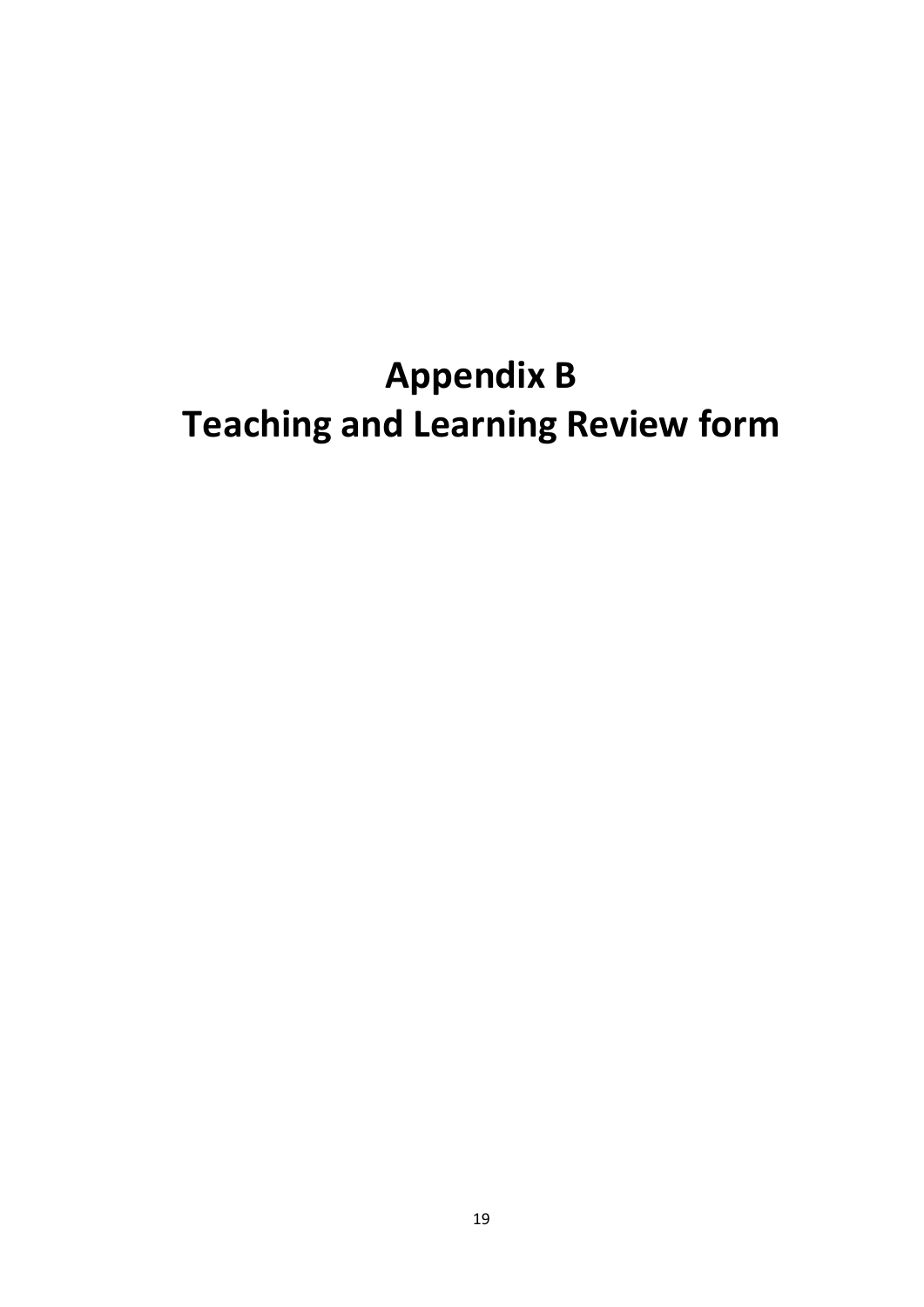# Appendix B
# Teaching and Learning Review form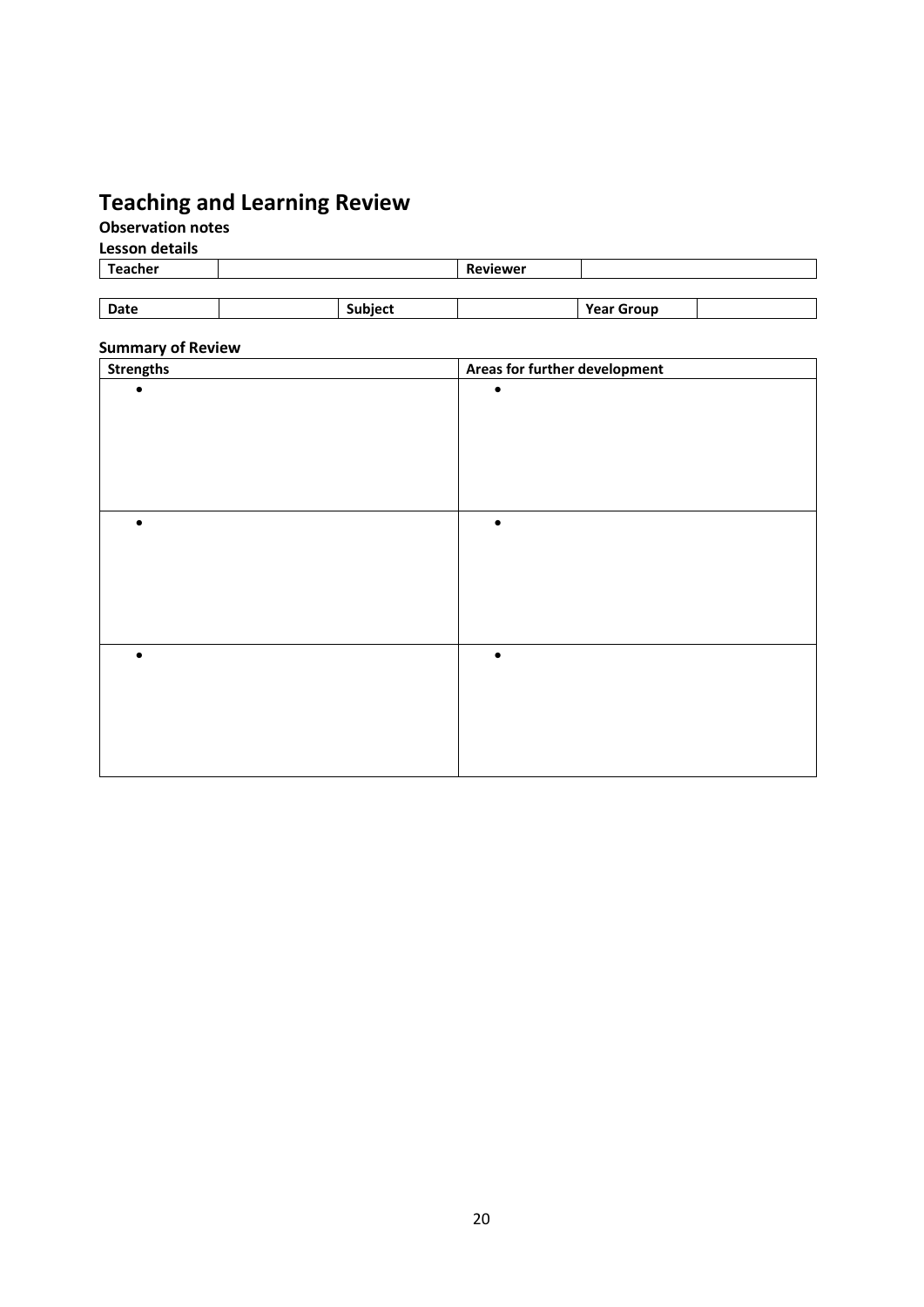# Teaching and Learning Review

**Observation notes**

**Lesson details**

| Teacher | | Reviewer | |
|---|---|---|---|

| Date | | Subject | | Year Group | |
|---|---|---|---|---|---|

**Summary of Review**

| Strengths | Areas for further development |
|---|---|
| • | • |
| • | • |
| • | • |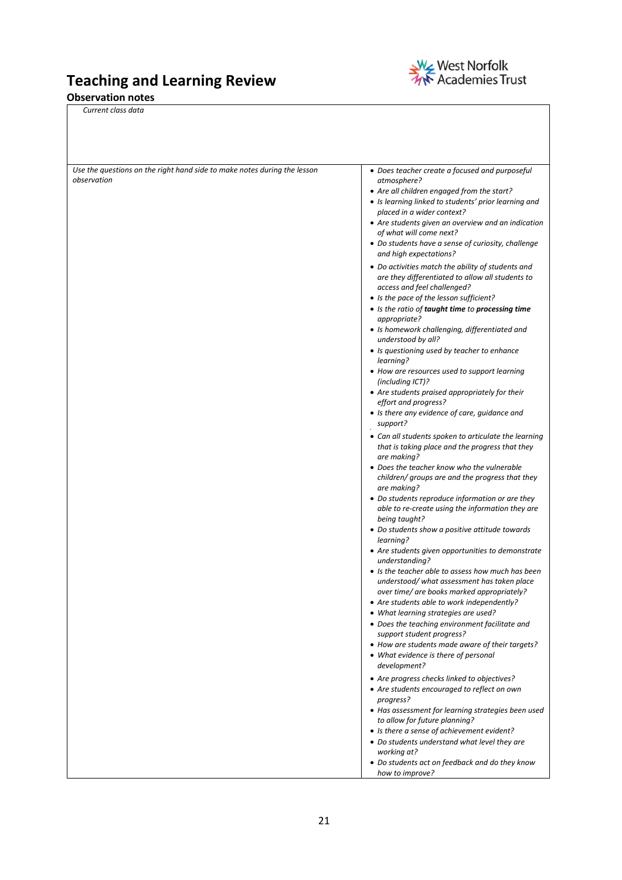# Teaching and Learning Review

West Norfolk Academies Trust

## Observation notes

| *Current class data* | |
|---|---|
| *Use the questions on the right hand side to make notes during the lesson observation* | • *Does teacher create a focused and purposeful atmosphere?*<br>• *Are all children engaged from the start?*<br>• *Is learning linked to students' prior learning and placed in a wider context?*<br>• *Are students given an overview and an indication of what will come next?*<br>• *Do students have a sense of curiosity, challenge and high expectations?*<br>• *Do activities match the ability of students and are they differentiated to allow all students to access and feel challenged?*<br>• *Is the pace of the lesson sufficient?*<br>• *Is the ratio of **taught time** to **processing time** appropriate?*<br>• *Is homework challenging, differentiated and understood by all?*<br>• *Is questioning used by teacher to enhance learning?*<br>• *How are resources used to support learning (including ICT)?*<br>• *Are students praised appropriately for their effort and progress?*<br>• *Is there any evidence of care, guidance and support?*<br>• *Can all students spoken to articulate the learning that is taking place and the progress that they are making?*<br>• *Does the teacher know who the vulnerable children/ groups are and the progress that they are making?*<br>• *Do students reproduce information or are they able to re-create using the information they are being taught?*<br>• *Do students show a positive attitude towards learning?*<br>• *Are students given opportunities to demonstrate understanding?*<br>• *Is the teacher able to assess how much has been understood/ what assessment has taken place over time/ are books marked appropriately?*<br>• *Are students able to work independently?*<br>• *What learning strategies are used?*<br>• *Does the teaching environment facilitate and support student progress?*<br>• *How are students made aware of their targets?*<br>• *What evidence is there of personal development?*<br>• *Are progress checks linked to objectives?*<br>• *Are students encouraged to reflect on own progress?*<br>• *Has assessment for learning strategies been used to allow for future planning?*<br>• *Is there a sense of achievement evident?*<br>• *Do students understand what level they are working at?*<br>• *Do students act on feedback and do they know how to improve?* |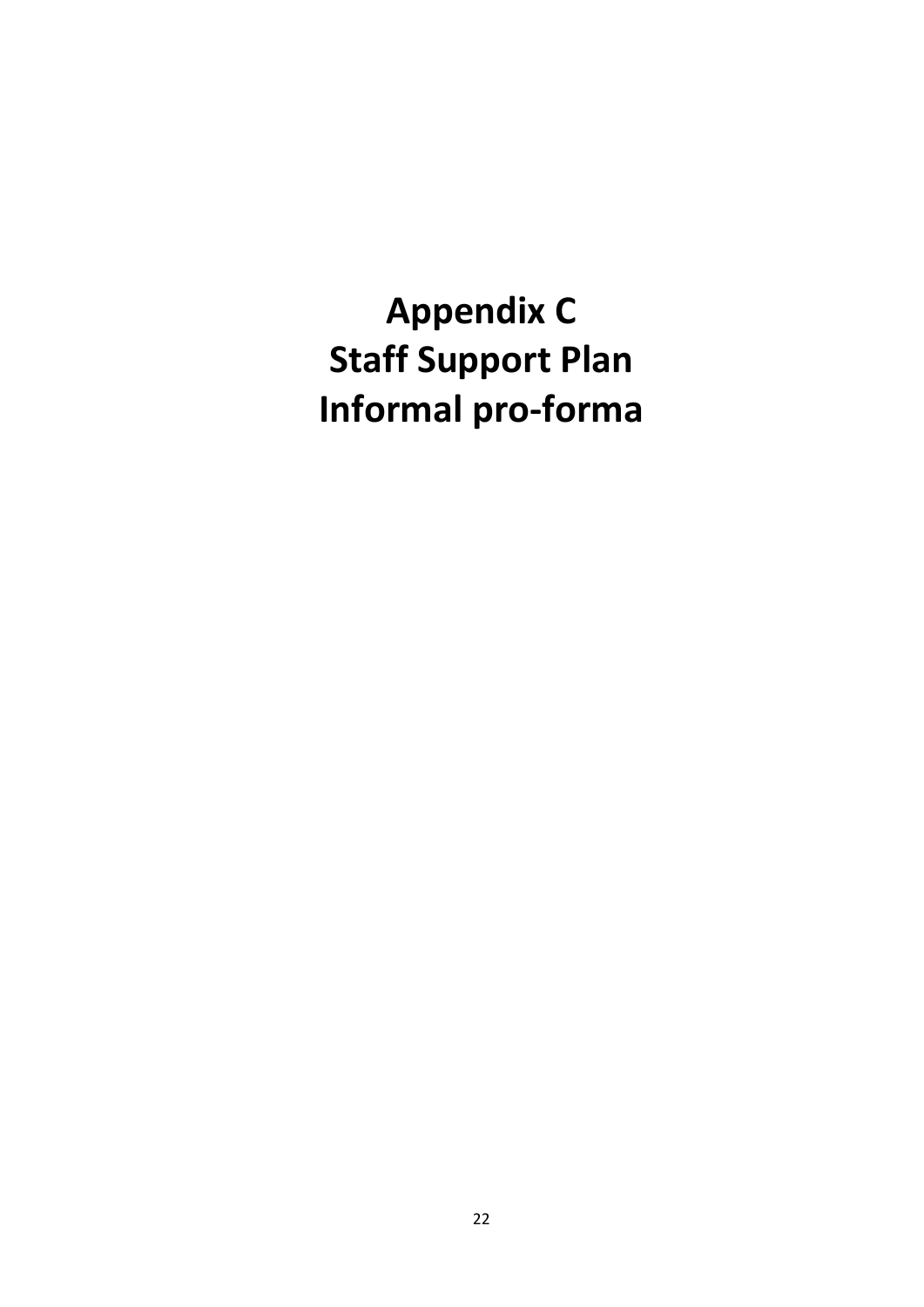# Appendix C
# Staff Support Plan
# Informal pro-forma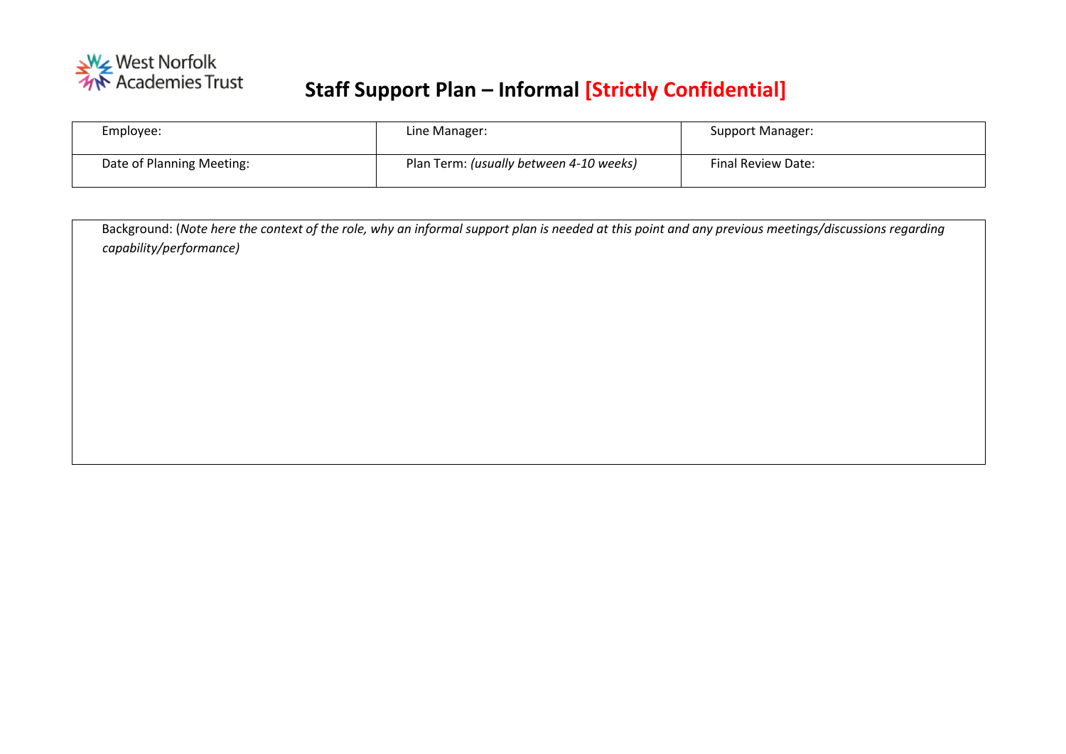West Norfolk Academies Trust

# Staff Support Plan – Informal [Strictly Confidential]

| Employee: | Line Manager: | Support Manager: |
| --- | --- | --- |
| Date of Planning Meeting: | Plan Term: *(usually between 4-10 weeks)* | Final Review Date: |

| Background: (*Note here the context of the role, why an informal support plan is needed at this point and any previous meetings/discussions regarding capability/performance)* |
| --- |
| |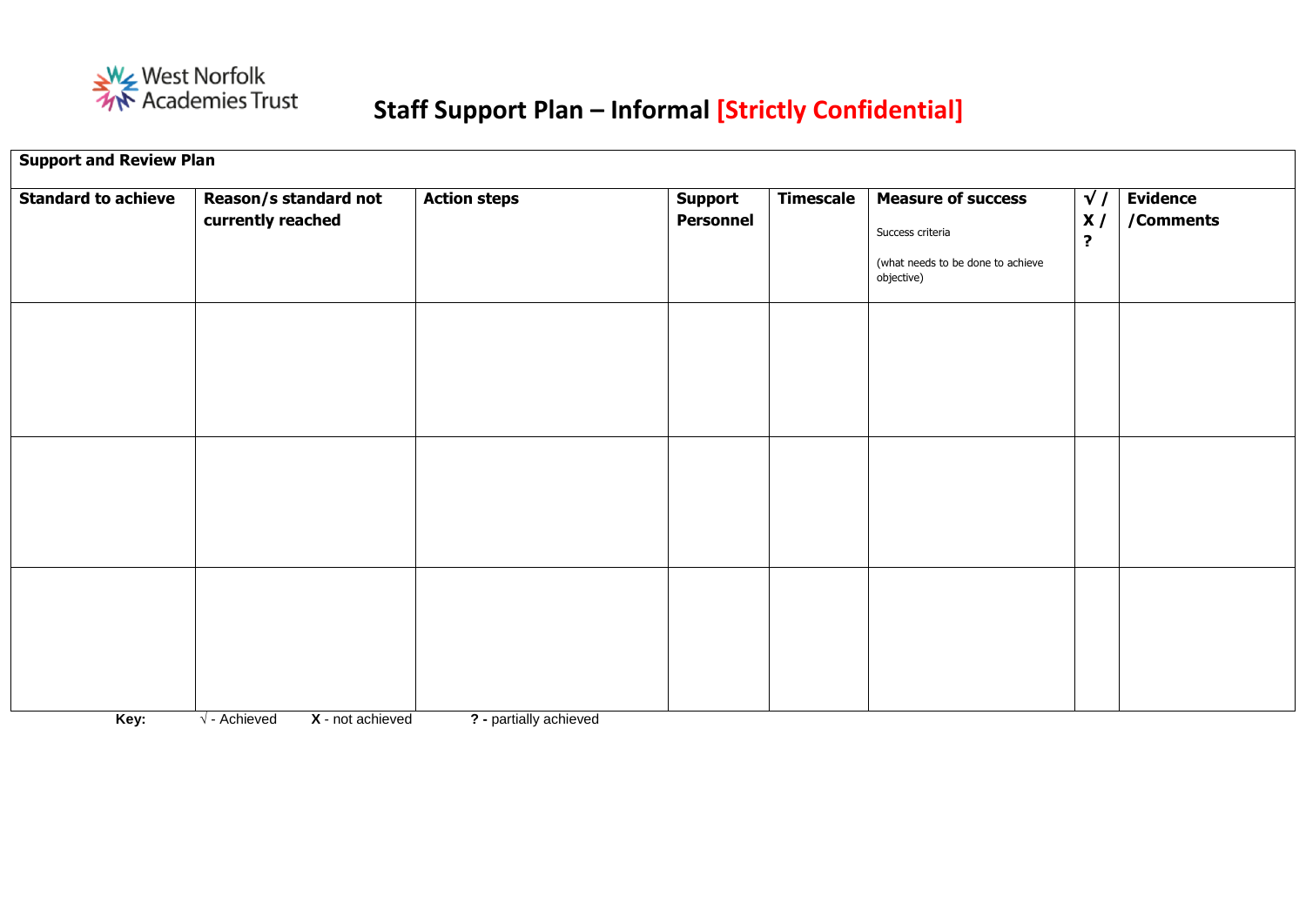West Norfolk Academies Trust

# Staff Support Plan – Informal [Strictly Confidential]

| **Support and Review Plan** | | | | | | | |
|---|---|---|---|---|---|---|---|
| **Standard to achieve** | **Reason/s standard not currently reached** | **Action steps** | **Support Personnel** | **Timescale** | **Measure of success**<br>Success criteria<br>(what needs to be done to achieve objective) | **√ / X / ?** | **Evidence /Comments** |
| | | | | | | | |
| | | | | | | | |
| | | | | | | | |

**Key:** √ - Achieved **X** - not achieved **? -** partially achieved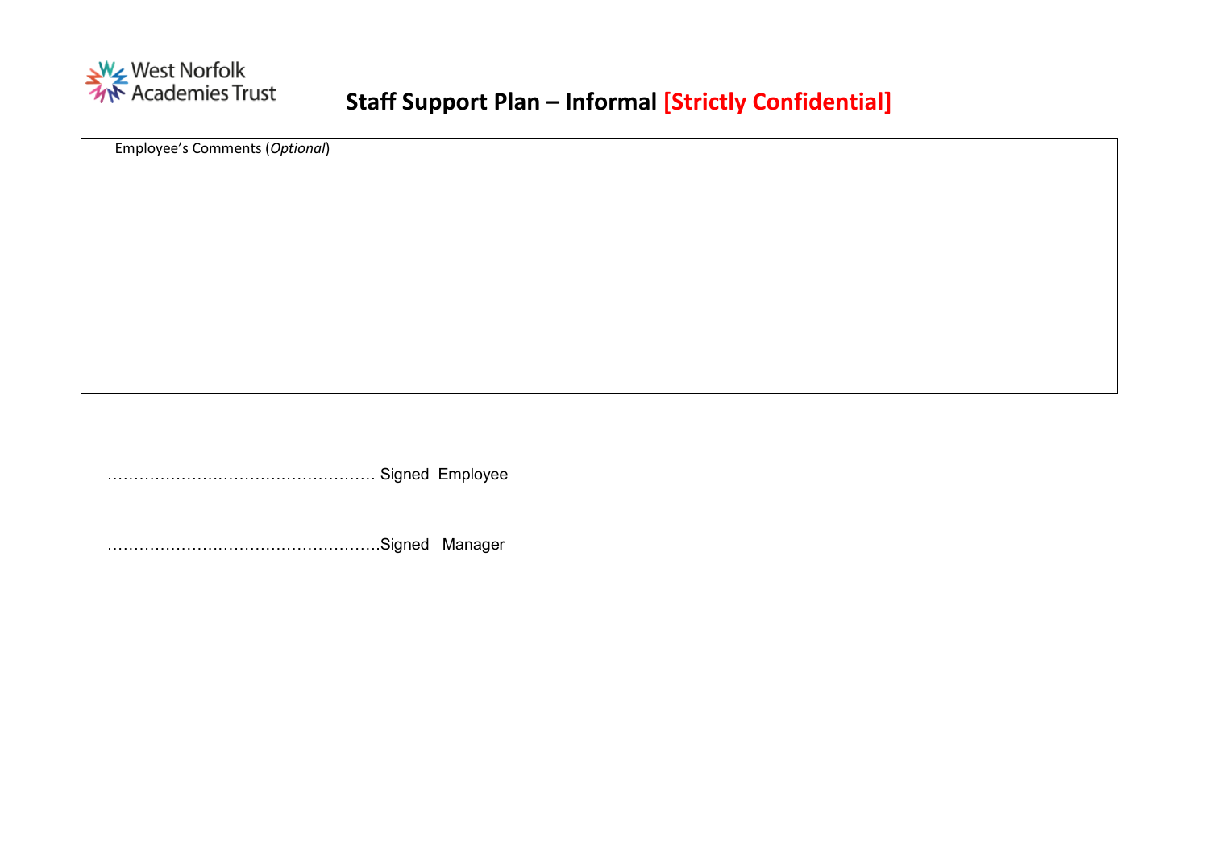West Norfolk Academies Trust

# Staff Support Plan – Informal [Strictly Confidential]

| Employee's Comments (*Optional*) |
| --- |
| |

…………………………………………… Signed  Employee

…………………………………………….Signed   Manager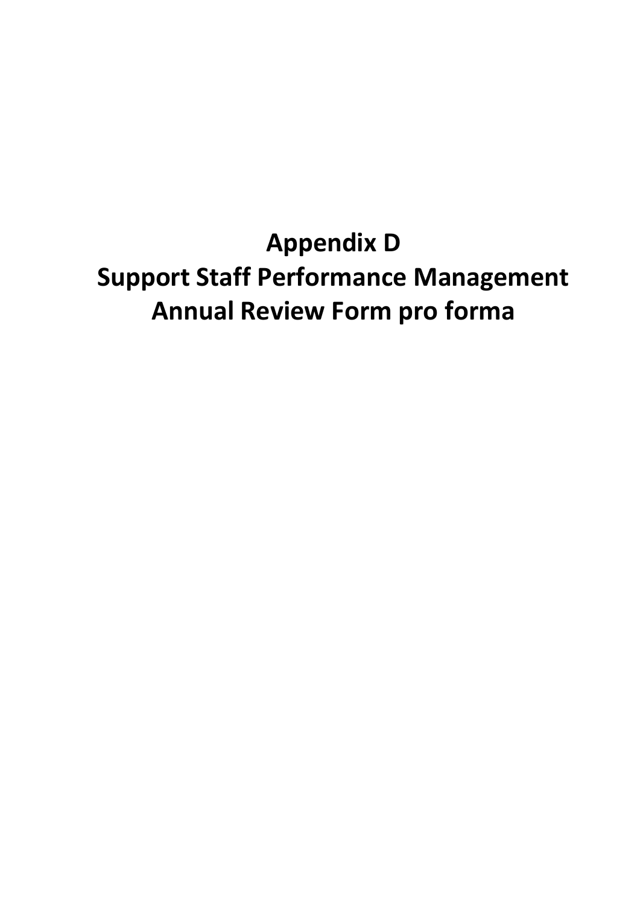# Appendix D
# Support Staff Performance Management
# Annual Review Form pro forma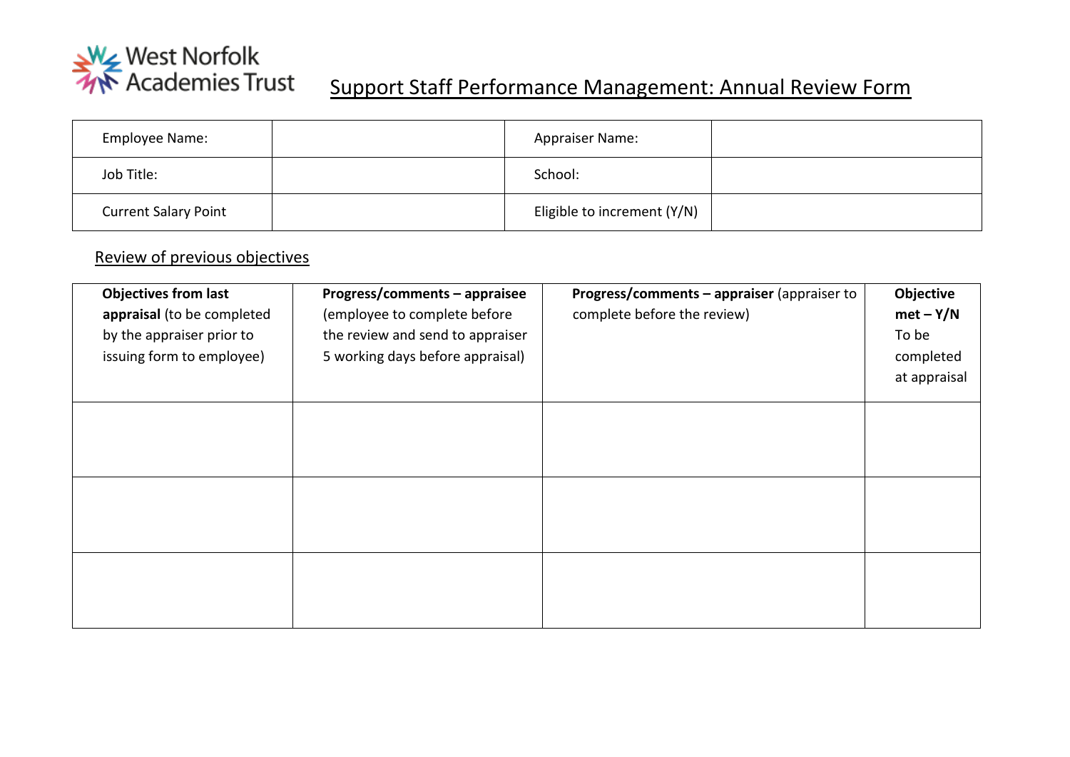West Norfolk Academies Trust

# Support Staff Performance Management: Annual Review Form

| Employee Name: | | Appraiser Name: | |
|---|---|---|---|
| Job Title: | | School: | |
| Current Salary Point | | Eligible to increment (Y/N) | |

## Review of previous objectives

| **Objectives from last appraisal** (to be completed by the appraiser prior to issuing form to employee) | **Progress/comments – appraisee** (employee to complete before the review and send to appraiser 5 working days before appraisal) | **Progress/comments – appraiser** (appraiser to complete before the review) | **Objective met – Y/N** To be completed at appraisal |
|---|---|---|---|
| | | | |
| | | | |
| | | | |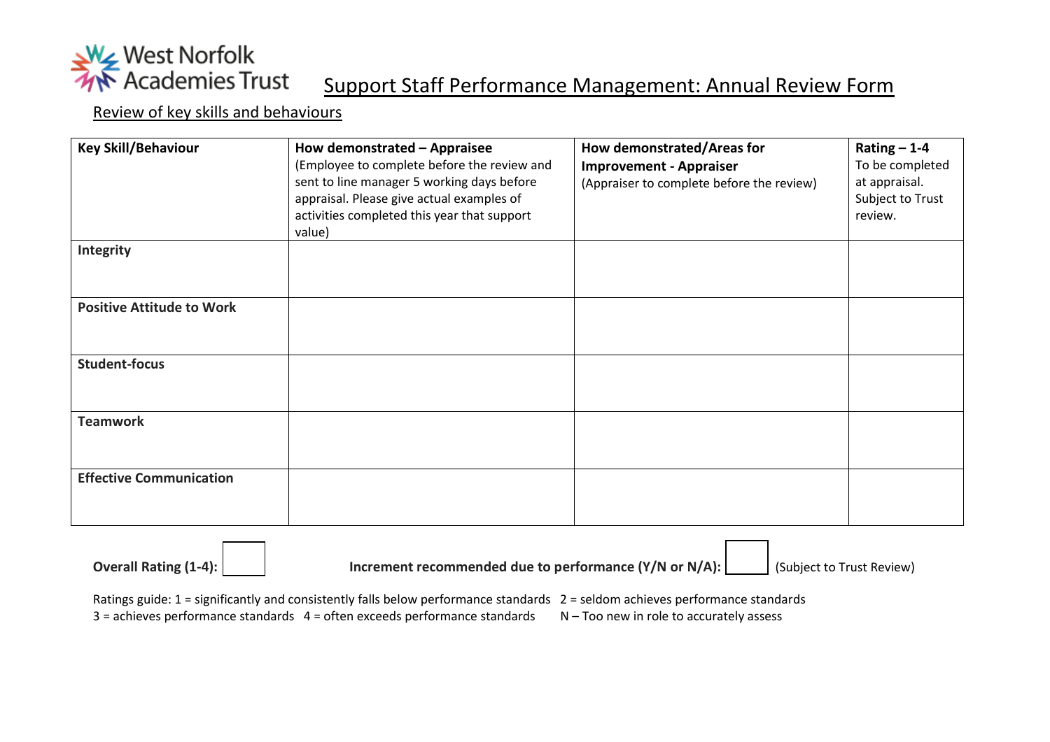West Norfolk Academies Trust

# Support Staff Performance Management: Annual Review Form

## Review of key skills and behaviours

| **Key Skill/Behaviour** | **How demonstrated – Appraisee** (Employee to complete before the review and sent to line manager 5 working days before appraisal. Please give actual examples of activities completed this year that support value) | **How demonstrated/Areas for Improvement - Appraiser** (Appraiser to complete before the review) | **Rating – 1-4** To be completed at appraisal. Subject to Trust review. |
|---|---|---|---|
| **Integrity** | | | |
| **Positive Attitude to Work** | | | |
| **Student-focus** | | | |
| **Teamwork** | | | |
| **Effective Communication** | | | |

**Overall Rating (1-4):** ☐ **Increment recommended due to performance (Y/N or N/A):** ☐ (Subject to Trust Review)

Ratings guide: 1 = significantly and consistently falls below performance standards 2 = seldom achieves performance standards
3 = achieves performance standards 4 = often exceeds performance standards N – Too new in role to accurately assess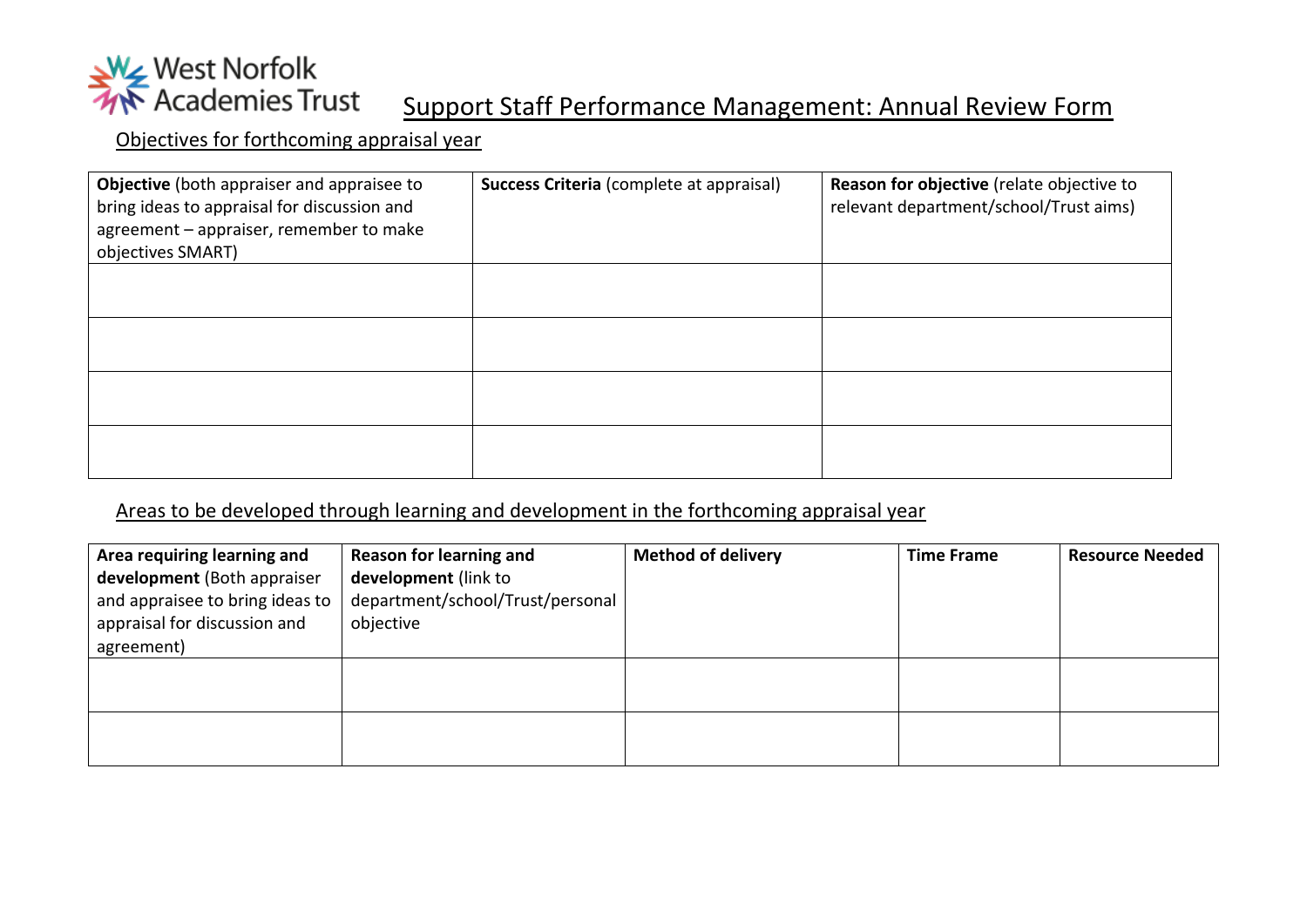West Norfolk Academies Trust

# Support Staff Performance Management: Annual Review Form

## Objectives for forthcoming appraisal year

| **Objective** (both appraiser and appraisee to bring ideas to appraisal for discussion and agreement – appraiser, remember to make objectives SMART) | **Success Criteria** (complete at appraisal) | **Reason for objective** (relate objective to relevant department/school/Trust aims) |
|---|---|---|
| | | |
| | | |
| | | |
| | | |

## Areas to be developed through learning and development in the forthcoming appraisal year

| **Area requiring learning and development** (Both appraiser and appraisee to bring ideas to appraisal for discussion and agreement) | **Reason for learning and development** (link to department/school/Trust/personal objective | **Method of delivery** | **Time Frame** | **Resource Needed** |
|---|---|---|---|---|
| | | | | |
| | | | | |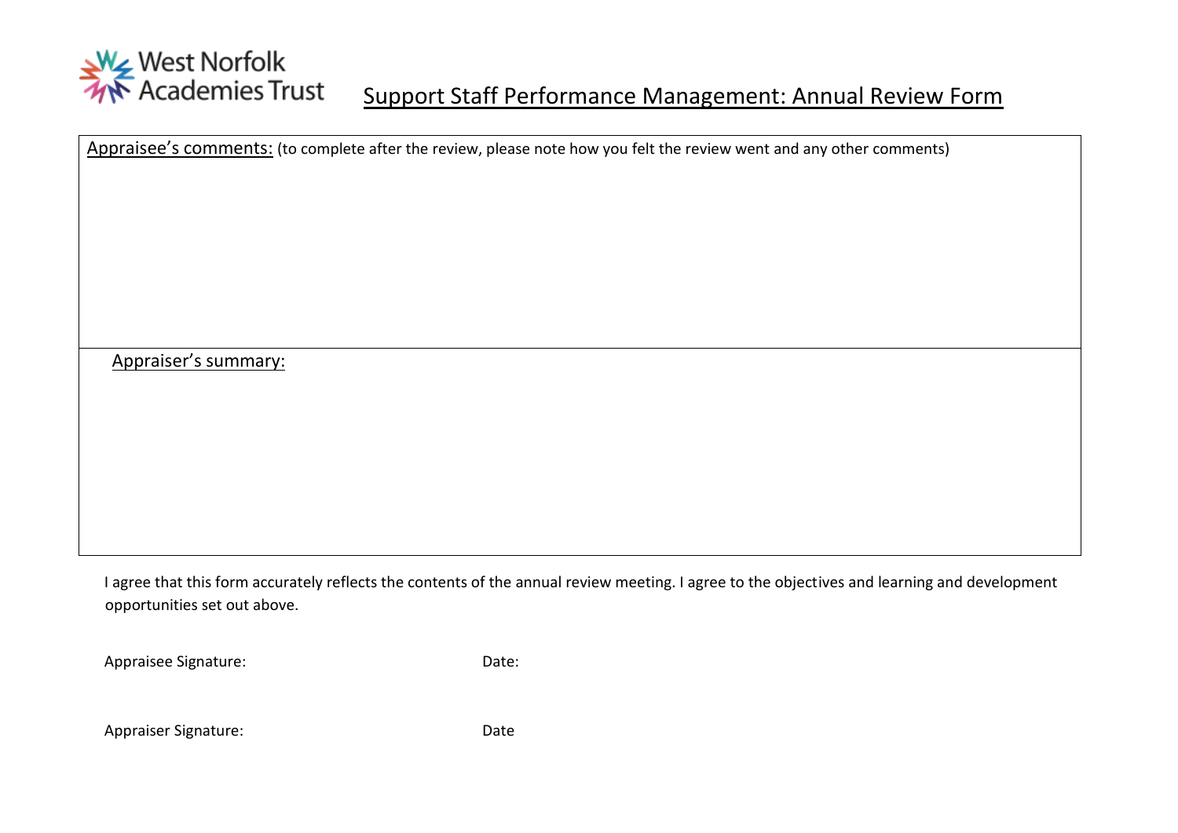West Norfolk Academies Trust

# Support Staff Performance Management: Annual Review Form

| |
|---|
| Appraisee's comments: (to complete after the review, please note how you felt the review went and any other comments) |
| Appraiser's summary: |

I agree that this form accurately reflects the contents of the annual review meeting. I agree to the objectives and learning and development opportunities set out above.

Appraisee Signature: Date:

Appraiser Signature: Date